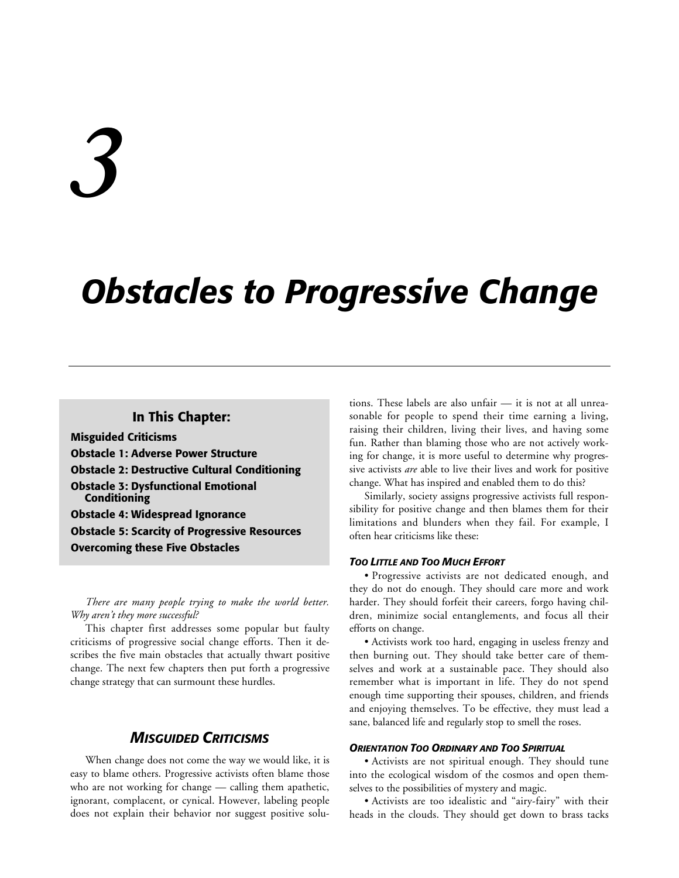# 3

# Obstacles to Progressive Change

**In This Chapter:**

**Misguided Criticisms**
**Obstacle 1: Adverse Power Structure**
**Obstacle 2: Destructive Cultural Conditioning**
**Obstacle 3: Dysfunctional Emotional Conditioning**
**Obstacle 4: Widespread Ignorance**
**Obstacle 5: Scarcity of Progressive Resources**
**Overcoming these Five Obstacles**

*There are many people trying to make the world better. Why aren't they more successful?*

This chapter first addresses some popular but faulty criticisms of progressive social change efforts. Then it describes the five main obstacles that actually thwart positive change. The next few chapters then put forth a progressive change strategy that can surmount these hurdles.

## MISGUIDED CRITICISMS

When change does not come the way we would like, it is easy to blame others. Progressive activists often blame those who are not working for change — calling them apathetic, ignorant, complacent, or cynical. However, labeling people does not explain their behavior nor suggest positive solutions. These labels are also unfair — it is not at all unreasonable for people to spend their time earning a living, raising their children, living their lives, and having some fun. Rather than blaming those who are not actively working for change, it is more useful to determine why progressive activists *are* able to live their lives and work for positive change. What has inspired and enabled them to do this?

Similarly, society assigns progressive activists full responsibility for positive change and then blames them for their limitations and blunders when they fail. For example, I often hear criticisms like these:

#### TOO LITTLE AND TOO MUCH EFFORT

• Progressive activists are not dedicated enough, and they do not do enough. They should care more and work harder. They should forfeit their careers, forgo having children, minimize social entanglements, and focus all their efforts on change.

• Activists work too hard, engaging in useless frenzy and then burning out. They should take better care of themselves and work at a sustainable pace. They should also remember what is important in life. They do not spend enough time supporting their spouses, children, and friends and enjoying themselves. To be effective, they must lead a sane, balanced life and regularly stop to smell the roses.

#### ORIENTATION TOO ORDINARY AND TOO SPIRITUAL

• Activists are not spiritual enough. They should tune into the ecological wisdom of the cosmos and open themselves to the possibilities of mystery and magic.

• Activists are too idealistic and "airy-fairy" with their heads in the clouds. They should get down to brass tacks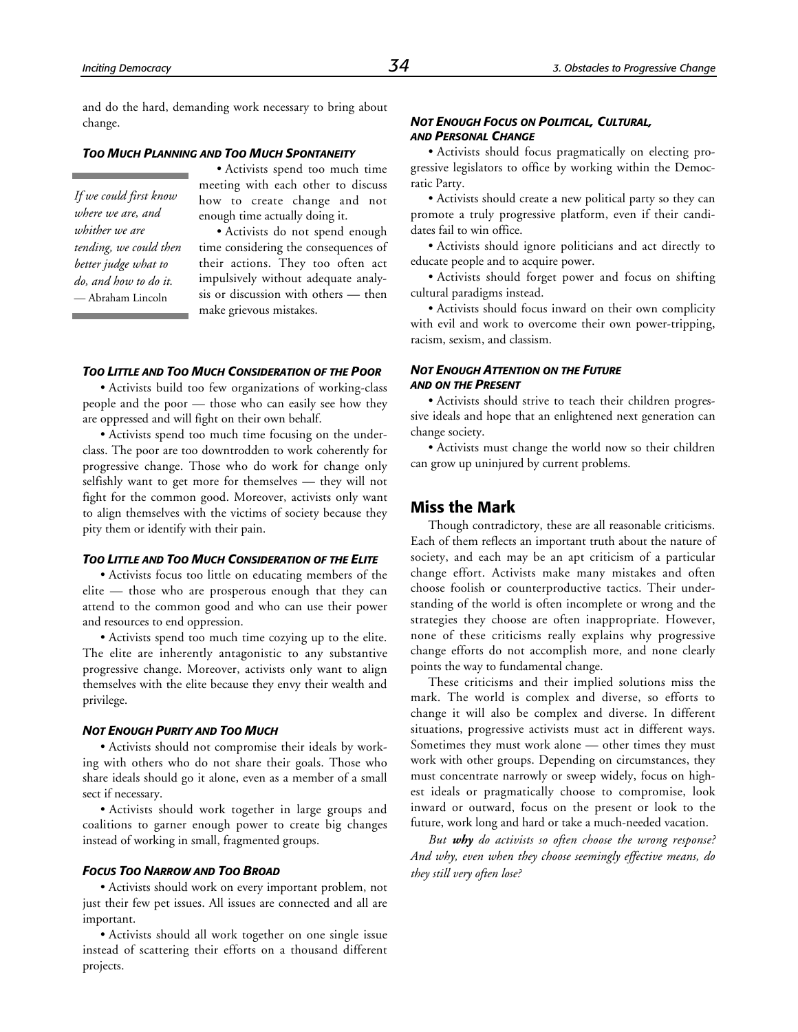and do the hard, demanding work necessary to bring about change.

#### *Too Much Planning and Too Much Spontaneity*

> *If we could first know where we are, and whither we are tending, we could then better judge what to do, and how to do it.*
> — Abraham Lincoln

• Activists spend too much time meeting with each other to discuss how to create change and not enough time actually doing it.

• Activists do not spend enough time considering the consequences of their actions. They too often act impulsively without adequate analysis or discussion with others — then make grievous mistakes.

#### *Too Little and Too Much Consideration of the Poor*

• Activists build too few organizations of working-class people and the poor — those who can easily see how they are oppressed and will fight on their own behalf.

• Activists spend too much time focusing on the underclass. The poor are too downtrodden to work coherently for progressive change. Those who do work for change only selfishly want to get more for themselves — they will not fight for the common good. Moreover, activists only want to align themselves with the victims of society because they pity them or identify with their pain.

#### *Too Little and Too Much Consideration of the Elite*

• Activists focus too little on educating members of the elite — those who are prosperous enough that they can attend to the common good and who can use their power and resources to end oppression.

• Activists spend too much time cozying up to the elite. The elite are inherently antagonistic to any substantive progressive change. Moreover, activists only want to align themselves with the elite because they envy their wealth and privilege.

#### *Not Enough Purity and Too Much*

• Activists should not compromise their ideals by working with others who do not share their goals. Those who share ideals should go it alone, even as a member of a small sect if necessary.

• Activists should work together in large groups and coalitions to garner enough power to create big changes instead of working in small, fragmented groups.

#### *Focus Too Narrow and Too Broad*

• Activists should work on every important problem, not just their few pet issues. All issues are connected and all are important.

• Activists should all work together on one single issue instead of scattering their efforts on a thousand different projects.

#### *Not Enough Focus on Political, Cultural, and Personal Change*

• Activists should focus pragmatically on electing progressive legislators to office by working within the Democratic Party.

• Activists should create a new political party so they can promote a truly progressive platform, even if their candidates fail to win office.

• Activists should ignore politicians and act directly to educate people and to acquire power.

• Activists should forget power and focus on shifting cultural paradigms instead.

• Activists should focus inward on their own complicity with evil and work to overcome their own power-tripping, racism, sexism, and classism.

#### *Not Enough Attention on the Future and on the Present*

• Activists should strive to teach their children progressive ideals and hope that an enlightened next generation can change society.

• Activists must change the world now so their children can grow up uninjured by current problems.

## Miss the Mark

Though contradictory, these are all reasonable criticisms. Each of them reflects an important truth about the nature of society, and each may be an apt criticism of a particular change effort. Activists make many mistakes and often choose foolish or counterproductive tactics. Their understanding of the world is often incomplete or wrong and the strategies they choose are often inappropriate. However, none of these criticisms really explains why progressive change efforts do not accomplish more, and none clearly points the way to fundamental change.

These criticisms and their implied solutions miss the mark. The world is complex and diverse, so efforts to change it will also be complex and diverse. In different situations, progressive activists must act in different ways. Sometimes they must work alone — other times they must work with other groups. Depending on circumstances, they must concentrate narrowly or sweep widely, focus on highest ideals or pragmatically choose to compromise, look inward or outward, focus on the present or look to the future, work long and hard or take a much-needed vacation.

*But* ***why*** *do activists so often choose the wrong response? And why, even when they choose seemingly effective means, do they still very often lose?*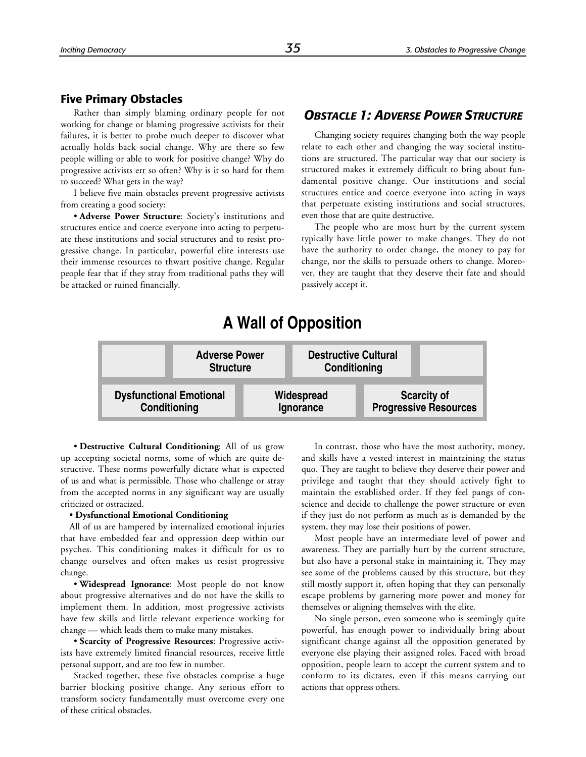## Five Primary Obstacles

Rather than simply blaming ordinary people for not working for change or blaming progressive activists for their failures, it is better to probe much deeper to discover what actually holds back social change. Why are there so few people willing or able to work for positive change? Why do progressive activists err so often? Why is it so hard for them to succeed? What gets in the way?

I believe five main obstacles prevent progressive activists from creating a good society:

• **Adverse Power Structure**: Society's institutions and structures entice and coerce everyone into acting to perpetuate these institutions and social structures and to resist progressive change. In particular, powerful elite interests use their immense resources to thwart positive change. Regular people fear that if they stray from traditional paths they will be attacked or ruined financially.

• **Destructive Cultural Conditioning**: All of us grow up accepting societal norms, some of which are quite destructive. These norms powerfully dictate what is expected of us and what is permissible. Those who challenge or stray from the accepted norms in any significant way are usually criticized or ostracized.

• **Dysfunctional Emotional Conditioning**

All of us are hampered by internalized emotional injuries that have embedded fear and oppression deep within our psyches. This conditioning makes it difficult for us to change ourselves and often makes us resist progressive change.

• **Widespread Ignorance**: Most people do not know about progressive alternatives and do not have the skills to implement them. In addition, most progressive activists have few skills and little relevant experience working for change — which leads them to make many mistakes.

• **Scarcity of Progressive Resources**: Progressive activists have extremely limited financial resources, receive little personal support, and are too few in number.

Stacked together, these five obstacles comprise a huge barrier blocking positive change. Any serious effort to transform society fundamentally must overcome every one of these critical obstacles.

## A Wall of Opposition

| | Adverse Power Structure | Destructive Cultural Conditioning | |
|---|---|---|---|
| Dysfunctional Emotional Conditioning | Widespread Ignorance | Scarcity of Progressive Resources | |

## *Obstacle 1: Adverse Power Structure*

Changing society requires changing both the way people relate to each other and changing the way societal institutions are structured. The particular way that our society is structured makes it extremely difficult to bring about fundamental positive change. Our institutions and social structures entice and coerce everyone into acting in ways that perpetuate existing institutions and social structures, even those that are quite destructive.

The people who are most hurt by the current system typically have little power to make changes. They do not have the authority to order change, the money to pay for change, nor the skills to persuade others to change. Moreover, they are taught that they deserve their fate and should passively accept it.

In contrast, those who have the most authority, money, and skills have a vested interest in maintaining the status quo. They are taught to believe they deserve their power and privilege and taught that they should actively fight to maintain the established order. If they feel pangs of conscience and decide to challenge the power structure or even if they just do not perform as much as is demanded by the system, they may lose their positions of power.

Most people have an intermediate level of power and awareness. They are partially hurt by the current structure, but also have a personal stake in maintaining it. They may see some of the problems caused by this structure, but they still mostly support it, often hoping that they can personally escape problems by garnering more power and money for themselves or aligning themselves with the elite.

No single person, even someone who is seemingly quite powerful, has enough power to individually bring about significant change against all the opposition generated by everyone else playing their assigned roles. Faced with broad opposition, people learn to accept the current system and to conform to its dictates, even if this means carrying out actions that oppress others.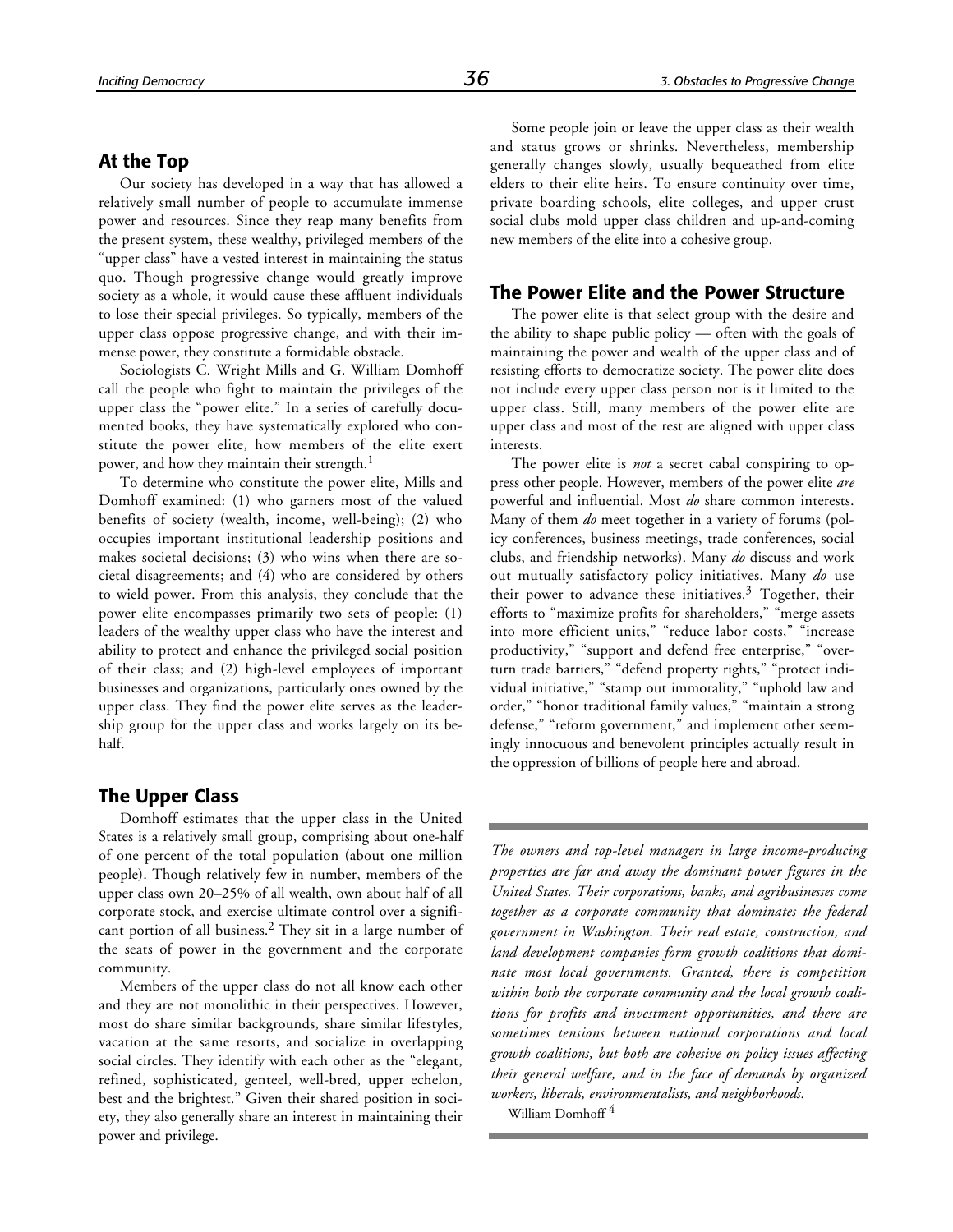## At the Top

Our society has developed in a way that has allowed a relatively small number of people to accumulate immense power and resources. Since they reap many benefits from the present system, these wealthy, privileged members of the "upper class" have a vested interest in maintaining the status quo. Though progressive change would greatly improve society as a whole, it would cause these affluent individuals to lose their special privileges. So typically, members of the upper class oppose progressive change, and with their immense power, they constitute a formidable obstacle.

Sociologists C. Wright Mills and G. William Domhoff call the people who fight to maintain the privileges of the upper class the "power elite." In a series of carefully documented books, they have systematically explored who constitute the power elite, how members of the elite exert power, and how they maintain their strength.[1]

To determine who constitute the power elite, Mills and Domhoff examined: (1) who garners most of the valued benefits of society (wealth, income, well-being); (2) who occupies important institutional leadership positions and makes societal decisions; (3) who wins when there are societal disagreements; and (4) who are considered by others to wield power. From this analysis, they conclude that the power elite encompasses primarily two sets of people: (1) leaders of the wealthy upper class who have the interest and ability to protect and enhance the privileged social position of their class; and (2) high-level employees of important businesses and organizations, particularly ones owned by the upper class. They find the power elite serves as the leadership group for the upper class and works largely on its behalf.

## The Upper Class

Domhoff estimates that the upper class in the United States is a relatively small group, comprising about one-half of one percent of the total population (about one million people). Though relatively few in number, members of the upper class own 20–25% of all wealth, own about half of all corporate stock, and exercise ultimate control over a significant portion of all business.[2] They sit in a large number of the seats of power in the government and the corporate community.

Members of the upper class do not all know each other and they are not monolithic in their perspectives. However, most do share similar backgrounds, share similar lifestyles, vacation at the same resorts, and socialize in overlapping social circles. They identify with each other as the "elegant, refined, sophisticated, genteel, well-bred, upper echelon, best and the brightest." Given their shared position in society, they also generally share an interest in maintaining their power and privilege.

Some people join or leave the upper class as their wealth and status grows or shrinks. Nevertheless, membership generally changes slowly, usually bequeathed from elite elders to their elite heirs. To ensure continuity over time, private boarding schools, elite colleges, and upper crust social clubs mold upper class children and up-and-coming new members of the elite into a cohesive group.

## The Power Elite and the Power Structure

The power elite is that select group with the desire and the ability to shape public policy — often with the goals of maintaining the power and wealth of the upper class and of resisting efforts to democratize society. The power elite does not include every upper class person nor is it limited to the upper class. Still, many members of the power elite are upper class and most of the rest are aligned with upper class interests.

The power elite is *not* a secret cabal conspiring to oppress other people. However, members of the power elite *are* powerful and influential. Most *do* share common interests. Many of them *do* meet together in a variety of forums (policy conferences, business meetings, trade conferences, social clubs, and friendship networks). Many *do* discuss and work out mutually satisfactory policy initiatives. Many *do* use their power to advance these initiatives.[3] Together, their efforts to "maximize profits for shareholders," "merge assets into more efficient units," "reduce labor costs," "increase productivity," "support and defend free enterprise," "overturn trade barriers," "defend property rights," "protect individual initiative," "stamp out immorality," "uphold law and order," "honor traditional family values," "maintain a strong defense," "reform government," and implement other seemingly innocuous and benevolent principles actually result in the oppression of billions of people here and abroad.

---

*The owners and top-level managers in large income-producing properties are far and away the dominant power figures in the United States. Their corporations, banks, and agribusinesses come together as a corporate community that dominates the federal government in Washington. Their real estate, construction, and land development companies form growth coalitions that dominate most local governments. Granted, there is competition within both the corporate community and the local growth coalitions for profits and investment opportunities, and there are sometimes tensions between national corporations and local growth coalitions, but both are cohesive on policy issues affecting their general welfare, and in the face of demands by organized workers, liberals, environmentalists, and neighborhoods.*

— William Domhoff[4]

---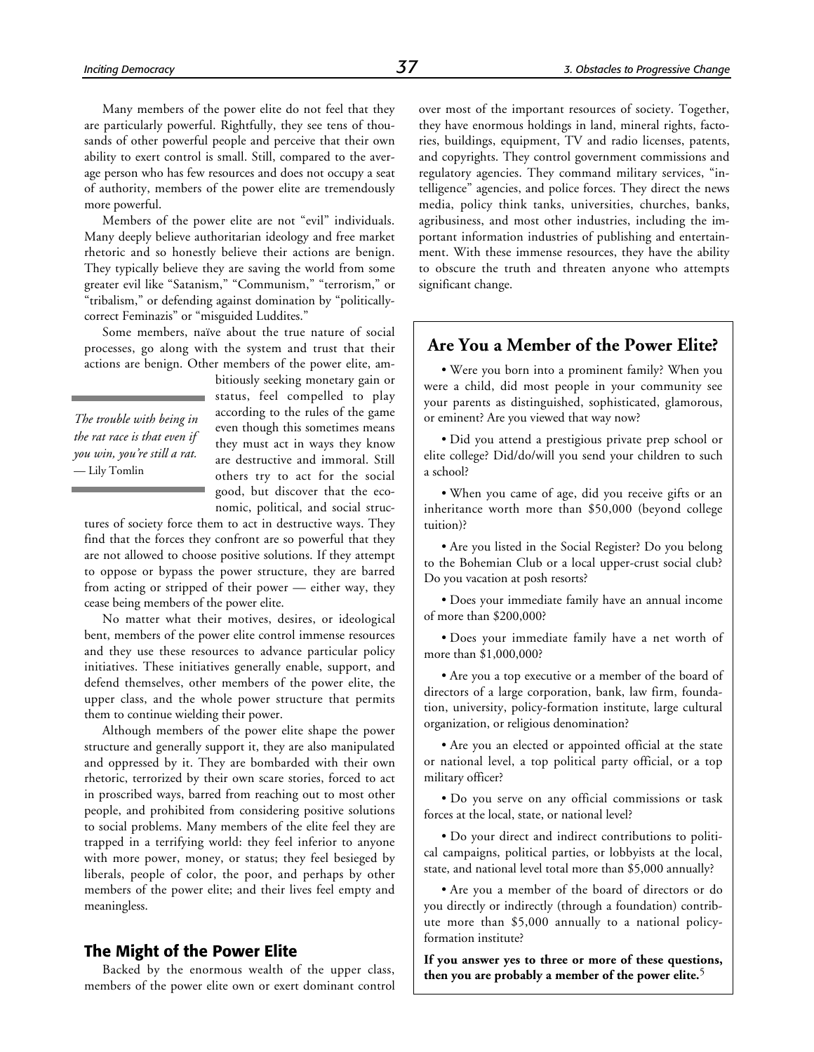Many members of the power elite do not feel that they are particularly powerful. Rightfully, they see tens of thousands of other powerful people and perceive that their own ability to exert control is small. Still, compared to the average person who has few resources and does not occupy a seat of authority, members of the power elite are tremendously more powerful.

Members of the power elite are not "evil" individuals. Many deeply believe authoritarian ideology and free market rhetoric and so honestly believe their actions are benign. They typically believe they are saving the world from some greater evil like "Satanism," "Communism," "terrorism," or "tribalism," or defending against domination by "politically-correct Feminazis" or "misguided Luddites."

Some members, naïve about the true nature of social processes, go along with the system and trust that their actions are benign. Other members of the power elite, ambitiously seeking monetary gain or status, feel compelled to play according to the rules of the game even though this sometimes means they must act in ways they know are destructive and immoral. Still others try to act for the social good, but discover that the economic, political, and social structures of society force them to act in destructive ways. They find that the forces they confront are so powerful that they are not allowed to choose positive solutions. If they attempt to oppose or bypass the power structure, they are barred from acting or stripped of their power — either way, they cease being members of the power elite.

> *The trouble with being in the rat race is that even if you win, you're still a rat.*
> — Lily Tomlin

No matter what their motives, desires, or ideological bent, members of the power elite control immense resources and they use these resources to advance particular policy initiatives. These initiatives generally enable, support, and defend themselves, other members of the power elite, the upper class, and the whole power structure that permits them to continue wielding their power.

Although members of the power elite shape the power structure and generally support it, they are also manipulated and oppressed by it. They are bombarded with their own rhetoric, terrorized by their own scare stories, forced to act in proscribed ways, barred from reaching out to most other people, and prohibited from considering positive solutions to social problems. Many members of the elite feel they are trapped in a terrifying world: they feel inferior to anyone with more power, money, or status; they feel besieged by liberals, people of color, the poor, and perhaps by other members of the power elite; and their lives feel empty and meaningless.

## The Might of the Power Elite

Backed by the enormous wealth of the upper class, members of the power elite own or exert dominant control over most of the important resources of society. Together, they have enormous holdings in land, mineral rights, factories, buildings, equipment, TV and radio licenses, patents, and copyrights. They control government commissions and regulatory agencies. They command military services, "intelligence" agencies, and police forces. They direct the news media, policy think tanks, universities, churches, banks, agribusiness, and most other industries, including the important information industries of publishing and entertainment. With these immense resources, they have the ability to obscure the truth and threaten anyone who attempts significant change.

### Are You a Member of the Power Elite?

- Were you born into a prominent family? When you were a child, did most people in your community see your parents as distinguished, sophisticated, glamorous, or eminent? Are you viewed that way now?
- Did you attend a prestigious private prep school or elite college? Did/do/will you send your children to such a school?
- When you came of age, did you receive gifts or an inheritance worth more than $50,000 (beyond college tuition)?
- Are you listed in the Social Register? Do you belong to the Bohemian Club or a local upper-crust social club? Do you vacation at posh resorts?
- Does your immediate family have an annual income of more than $200,000?
- Does your immediate family have a net worth of more than $1,000,000?
- Are you a top executive or a member of the board of directors of a large corporation, bank, law firm, foundation, university, policy-formation institute, large cultural organization, or religious denomination?
- Are you an elected or appointed official at the state or national level, a top political party official, or a top military officer?
- Do you serve on any official commissions or task forces at the local, state, or national level?
- Do your direct and indirect contributions to political campaigns, political parties, or lobbyists at the local, state, and national level total more than $5,000 annually?
- Are you a member of the board of directors or do you directly or indirectly (through a foundation) contribute more than $5,000 annually to a national policy-formation institute?

**If you answer yes to three or more of these questions, then you are probably a member of the power elite.**[5]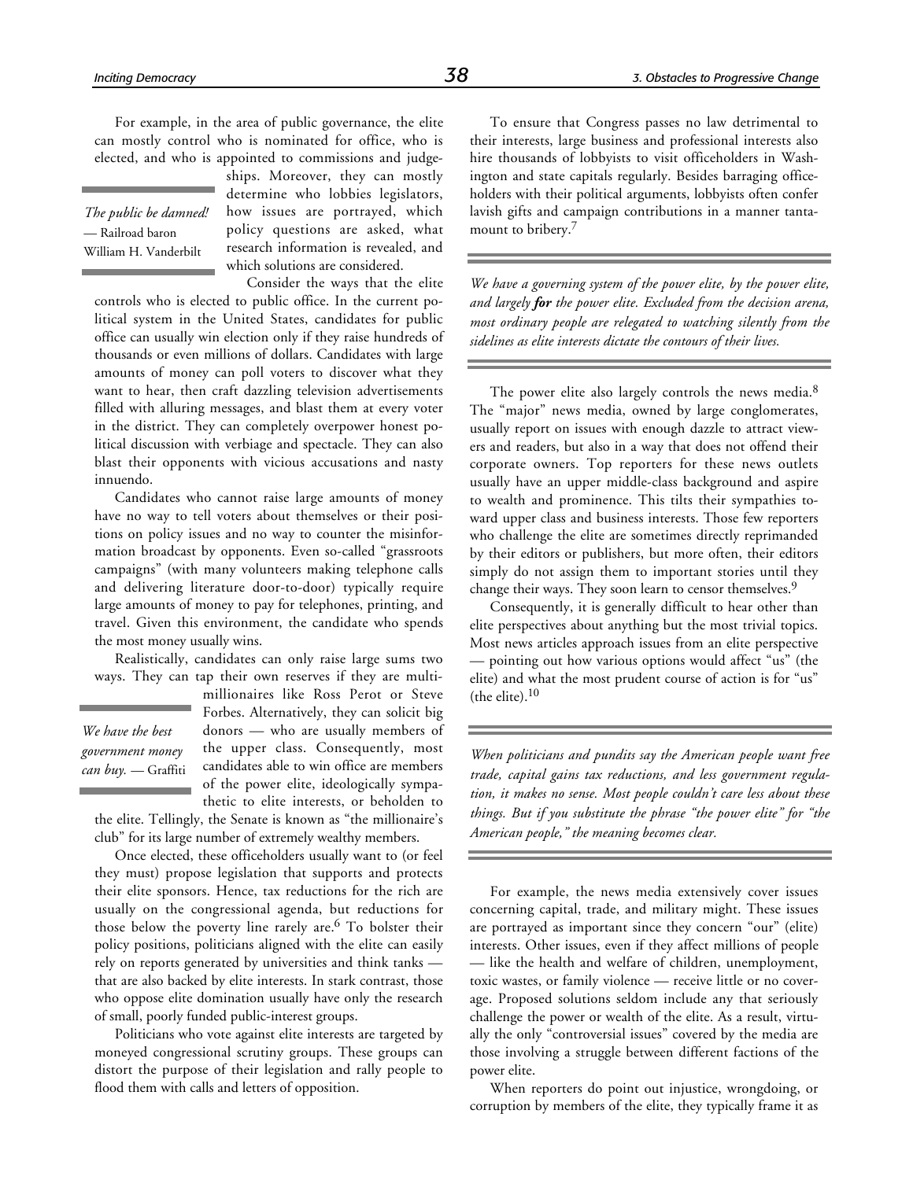For example, in the area of public governance, the elite can mostly control who is nominated for office, who is elected, and who is appointed to commissions and judgeships. Moreover, they can mostly determine who lobbies legislators, how issues are portrayed, which policy questions are asked, what research information is revealed, and which solutions are considered.

> *The public be damned!*
> — Railroad baron William H. Vanderbilt

Consider the ways that the elite controls who is elected to public office. In the current political system in the United States, candidates for public office can usually win election only if they raise hundreds of thousands or even millions of dollars. Candidates with large amounts of money can poll voters to discover what they want to hear, then craft dazzling television advertisements filled with alluring messages, and blast them at every voter in the district. They can completely overpower honest political discussion with verbiage and spectacle. They can also blast their opponents with vicious accusations and nasty innuendo.

Candidates who cannot raise large amounts of money have no way to tell voters about themselves or their positions on policy issues and no way to counter the misinformation broadcast by opponents. Even so-called "grassroots campaigns" (with many volunteers making telephone calls and delivering literature door-to-door) typically require large amounts of money to pay for telephones, printing, and travel. Given this environment, the candidate who spends the most money usually wins.

Realistically, candidates can only raise large sums two ways. They can tap their own reserves if they are multimillionaires like Ross Perot or Steve Forbes. Alternatively, they can solicit big donors — who are usually members of the upper class. Consequently, most candidates able to win office are members of the power elite, ideologically sympathetic to elite interests, or beholden to the elite. Tellingly, the Senate is known as "the millionaire's club" for its large number of extremely wealthy members.

> *We have the best government money can buy.* — Graffiti

Once elected, these officeholders usually want to (or feel they must) propose legislation that supports and protects their elite sponsors. Hence, tax reductions for the rich are usually on the congressional agenda, but reductions for those below the poverty line rarely are.[6] To bolster their policy positions, politicians aligned with the elite can easily rely on reports generated by universities and think tanks — that are also backed by elite interests. In stark contrast, those who oppose elite domination usually have only the research of small, poorly funded public-interest groups.

Politicians who vote against elite interests are targeted by moneyed congressional scrutiny groups. These groups can distort the purpose of their legislation and rally people to flood them with calls and letters of opposition.

To ensure that Congress passes no law detrimental to their interests, large business and professional interests also hire thousands of lobbyists to visit officeholders in Washington and state capitals regularly. Besides barraging officeholders with their political arguments, lobbyists often confer lavish gifts and campaign contributions in a manner tantamount to bribery.[7]

> *We have a governing system of the power elite, by the power elite, and largely **for** the power elite. Excluded from the decision arena, most ordinary people are relegated to watching silently from the sidelines as elite interests dictate the contours of their lives.*

The power elite also largely controls the news media.[8] The "major" news media, owned by large conglomerates, usually report on issues with enough dazzle to attract viewers and readers, but also in a way that does not offend their corporate owners. Top reporters for these news outlets usually have an upper middle-class background and aspire to wealth and prominence. This tilts their sympathies toward upper class and business interests. Those few reporters who challenge the elite are sometimes directly reprimanded by their editors or publishers, but more often, their editors simply do not assign them to important stories until they change their ways. They soon learn to censor themselves.[9]

Consequently, it is generally difficult to hear other than elite perspectives about anything but the most trivial topics. Most news articles approach issues from an elite perspective — pointing out how various options would affect "us" (the elite) and what the most prudent course of action is for "us" (the elite).[10]

> *When politicians and pundits say the American people want free trade, capital gains tax reductions, and less government regulation, it makes no sense. Most people couldn't care less about these things. But if you substitute the phrase "the power elite" for "the American people," the meaning becomes clear.*

For example, the news media extensively cover issues concerning capital, trade, and military might. These issues are portrayed as important since they concern "our" (elite) interests. Other issues, even if they affect millions of people — like the health and welfare of children, unemployment, toxic wastes, or family violence — receive little or no coverage. Proposed solutions seldom include any that seriously challenge the power or wealth of the elite. As a result, virtually the only "controversial issues" covered by the media are those involving a struggle between different factions of the power elite.

When reporters do point out injustice, wrongdoing, or corruption by members of the elite, they typically frame it as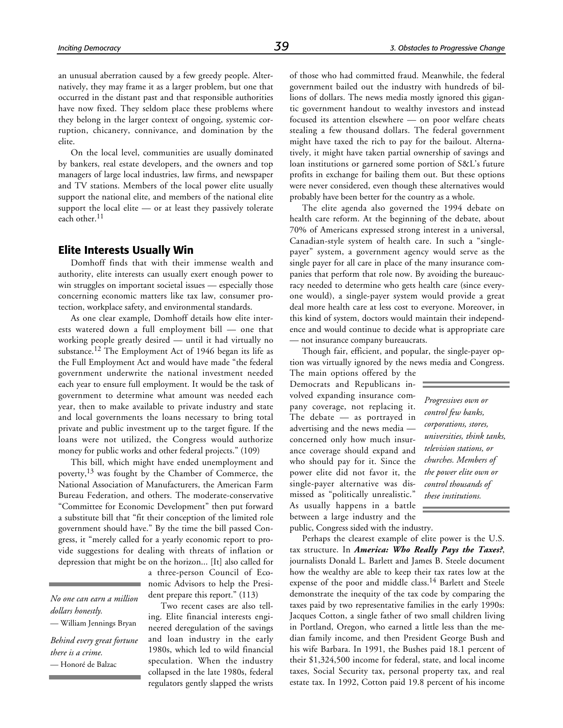an unusual aberration caused by a few greedy people. Alternatively, they may frame it as a larger problem, but one that occurred in the distant past and that responsible authorities have now fixed. They seldom place these problems where they belong in the larger context of ongoing, systemic corruption, chicanery, connivance, and domination by the elite.

On the local level, communities are usually dominated by bankers, real estate developers, and the owners and top managers of large local industries, law firms, and newspaper and TV stations. Members of the local power elite usually support the national elite, and members of the national elite support the local elite — or at least they passively tolerate each other.[11]

## Elite Interests Usually Win

Domhoff finds that with their immense wealth and authority, elite interests can usually exert enough power to win struggles on important societal issues — especially those concerning economic matters like tax law, consumer protection, workplace safety, and environmental standards.

As one clear example, Domhoff details how elite interests watered down a full employment bill — one that working people greatly desired — until it had virtually no substance.[12] The Employment Act of 1946 began its life as the Full Employment Act and would have made "the federal government underwrite the national investment needed each year to ensure full employment. It would be the task of government to determine what amount was needed each year, then to make available to private industry and state and local governments the loans necessary to bring total private and public investment up to the target figure. If the loans were not utilized, the Congress would authorize money for public works and other federal projects." (109)

This bill, which might have ended unemployment and poverty,[13] was fought by the Chamber of Commerce, the National Association of Manufacturers, the American Farm Bureau Federation, and others. The moderate-conservative "Committee for Economic Development" then put forward a substitute bill that "fit their conception of the limited role government should have." By the time the bill passed Congress, it "merely called for a yearly economic report to provide suggestions for dealing with threats of inflation or depression that might be on the horizon... [It] also called for a three-person Council of Economic Advisors to help the President prepare this report." (113)

> *No one can earn a million dollars honestly.*
> — William Jennings Bryan
>
> *Behind every great fortune there is a crime.*
> — Honoré de Balzac

Two recent cases are also telling. Elite financial interests engineered deregulation of the savings and loan industry in the early 1980s, which led to wild financial speculation. When the industry collapsed in the late 1980s, federal regulators gently slapped the wrists of those who had committed fraud. Meanwhile, the federal government bailed out the industry with hundreds of billions of dollars. The news media mostly ignored this gigantic government handout to wealthy investors and instead focused its attention elsewhere — on poor welfare cheats stealing a few thousand dollars. The federal government might have taxed the rich to pay for the bailout. Alternatively, it might have taken partial ownership of savings and loan institutions or garnered some portion of S&L's future profits in exchange for bailing them out. But these options were never considered, even though these alternatives would probably have been better for the country as a whole.

The elite agenda also governed the 1994 debate on health care reform. At the beginning of the debate, about 70% of Americans expressed strong interest in a universal, Canadian-style system of health care. In such a "single-payer" system, a government agency would serve as the single payer for all care in place of the many insurance companies that perform that role now. By avoiding the bureaucracy needed to determine who gets health care (since everyone would), a single-payer system would provide a great deal more health care at less cost to everyone. Moreover, in this kind of system, doctors would maintain their independence and would continue to decide what is appropriate care — not insurance company bureaucrats.

Though fair, efficient, and popular, the single-payer option was virtually ignored by the news media and Congress. The main options offered by the Democrats and Republicans involved expanding insurance company coverage, not replacing it. The debate — as portrayed in advertising and the news media — concerned only how much insurance coverage should expand and who should pay for it. Since the power elite did not favor it, the single-payer alternative was dismissed as "politically unrealistic." As usually happens in a battle between a large industry and the public, Congress sided with the industry.

> *Progressives own or control few banks, corporations, stores, universities, think tanks, television stations, or churches. Members of the power elite own or control thousands of these institutions.*

Perhaps the clearest example of elite power is the U.S. tax structure. In ***America: Who Really Pays the Taxes?***, journalists Donald L. Barlett and James B. Steele document how the wealthy are able to keep their tax rates low at the expense of the poor and middle class.[14] Barlett and Steele demonstrate the inequity of the tax code by comparing the taxes paid by two representative families in the early 1990s: Jacques Cotton, a single father of two small children living in Portland, Oregon, who earned a little less than the median family income, and then President George Bush and his wife Barbara. In 1991, the Bushes paid 18.1 percent of their $1,324,500 income for federal, state, and local income taxes, Social Security tax, personal property tax, and real estate tax. In 1992, Cotton paid 19.8 percent of his income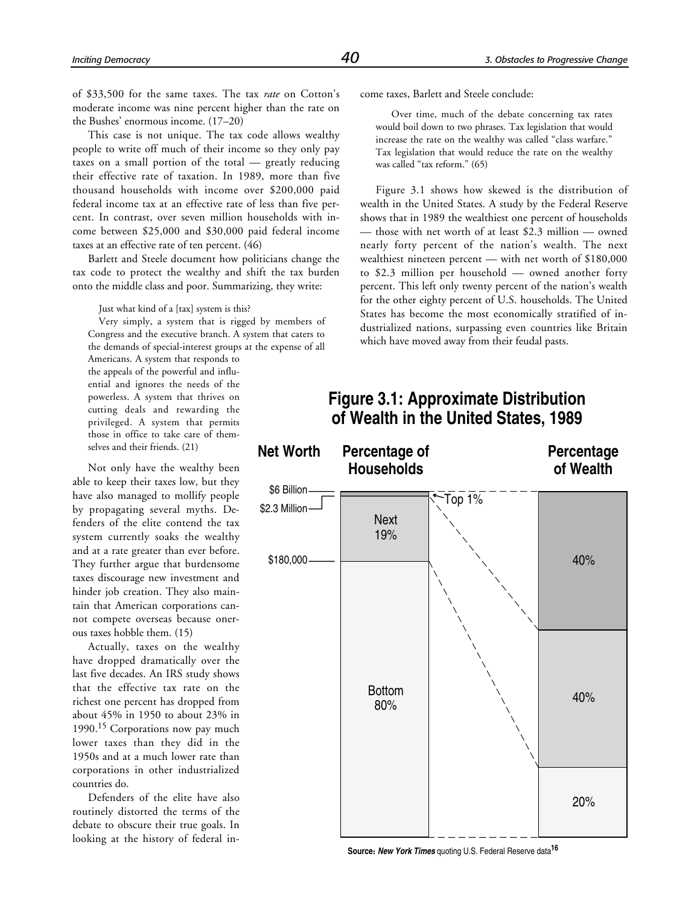of $33,500 for the same taxes. The tax *rate* on Cotton's moderate income was nine percent higher than the rate on the Bushes' enormous income. (17–20)

This case is not unique. The tax code allows wealthy people to write off much of their income so they only pay taxes on a small portion of the total — greatly reducing their effective rate of taxation. In 1989, more than five thousand households with income over $200,000 paid federal income tax at an effective rate of less than five percent. In contrast, over seven million households with income between $25,000 and $30,000 paid federal income taxes at an effective rate of ten percent. (46)

Barlett and Steele document how politicians change the tax code to protect the wealthy and shift the tax burden onto the middle class and poor. Summarizing, they write:

> Just what kind of a [tax] system is this?
>
> Very simply, a system that is rigged by members of Congress and the executive branch. A system that caters to the demands of special-interest groups at the expense of all Americans. A system that responds to the appeals of the powerful and influential and ignores the needs of the powerless. A system that thrives on cutting deals and rewarding the privileged. A system that permits those in office to take care of themselves and their friends. (21)

Not only have the wealthy been able to keep their taxes low, but they have also managed to mollify people by propagating several myths. Defenders of the elite contend the tax system currently soaks the wealthy and at a rate greater than ever before. They further argue that burdensome taxes discourage new investment and hinder job creation. They also maintain that American corporations cannot compete overseas because onerous taxes hobble them. (15)

Actually, taxes on the wealthy have dropped dramatically over the last five decades. An IRS study shows that the effective tax rate on the richest one percent has dropped from about 45% in 1950 to about 23% in 1990.[15] Corporations now pay much lower taxes than they did in the 1950s and at a much lower rate than corporations in other industrialized countries do.

Defenders of the elite have also routinely distorted the terms of the debate to obscure their true goals. In looking at the history of federal income taxes, Barlett and Steele conclude:

> Over time, much of the debate concerning tax rates would boil down to two phrases. Tax legislation that would increase the rate on the wealthy was called "class warfare." Tax legislation that would reduce the rate on the wealthy was called "tax reform." (65)

Figure 3.1 shows how skewed is the distribution of wealth in the United States. A study by the Federal Reserve shows that in 1989 the wealthiest one percent of households — those with net worth of at least $2.3 million — owned nearly forty percent of the nation's wealth. The next wealthiest nineteen percent — with net worth of $180,000 to $2.3 million per household — owned another forty percent. This left only twenty percent of the nation's wealth for the other eighty percent of U.S. households. The United States has become the most economically stratified of industrialized nations, surpassing even countries like Britain which have moved away from their feudal pasts.

## Figure 3.1: Approximate Distribution of Wealth in the United States, 1989

| Net Worth | Percentage of Households | Percentage of Wealth |
|---|---|---|
| $2.3 Million – $6 Billion | Top 1% | 40% |
| $180,000 – $2.3 Million | Next 19% | 40% |
| Below $180,000 | Bottom 80% | 20% |

Source: *New York Times* quoting U.S. Federal Reserve data[16]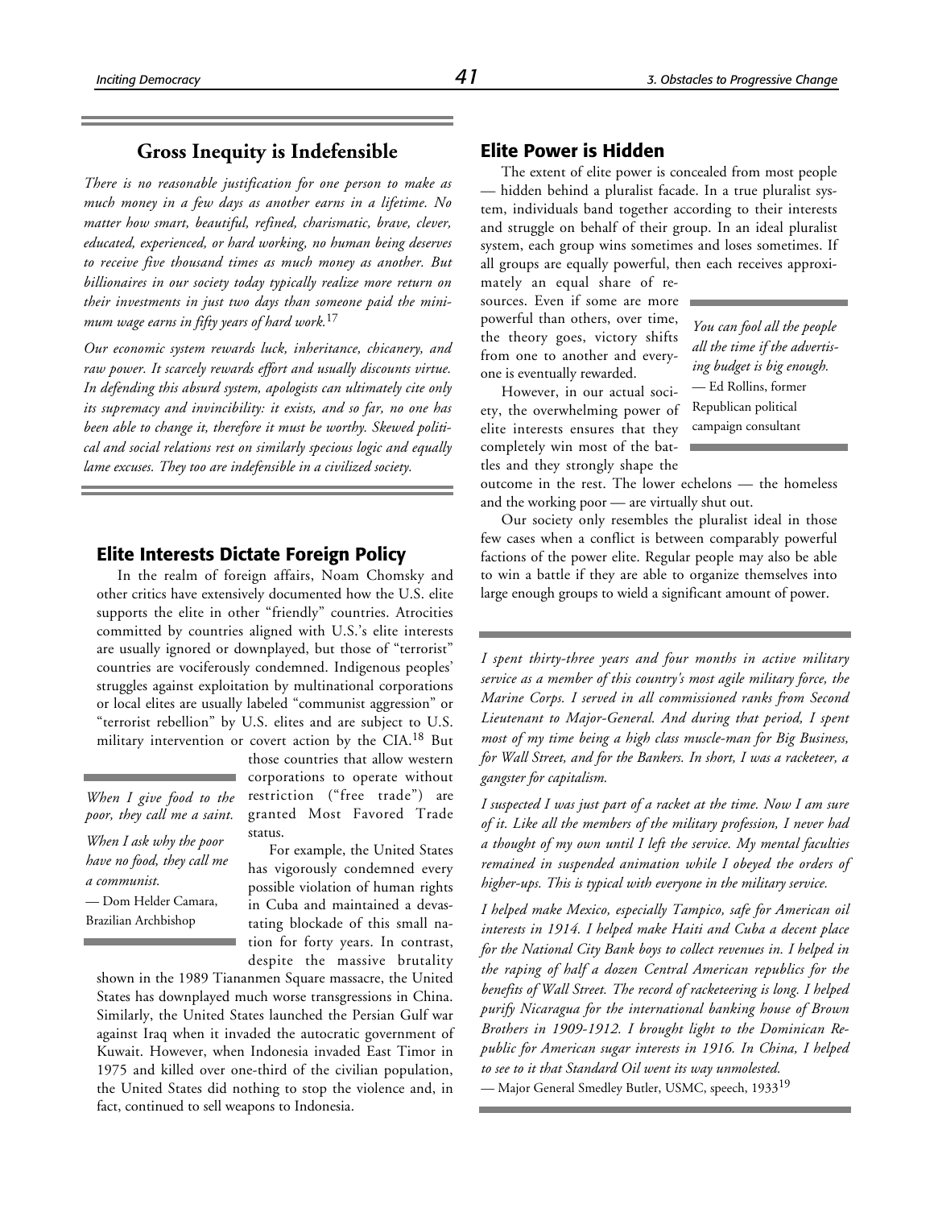## Gross Inequity is Indefensible

*There is no reasonable justification for one person to make as much money in a few days as another earns in a lifetime. No matter how smart, beautiful, refined, charismatic, brave, clever, educated, experienced, or hard working, no human being deserves to receive five thousand times as much money as another. But billionaires in our society today typically realize more return on their investments in just two days than someone paid the minimum wage earns in fifty years of hard work.*[17]

*Our economic system rewards luck, inheritance, chicanery, and raw power. It scarcely rewards effort and usually discounts virtue. In defending this absurd system, apologists can ultimately cite only its supremacy and invincibility: it exists, and so far, no one has been able to change it, therefore it must be worthy. Skewed political and social relations rest on similarly specious logic and equally lame excuses. They too are indefensible in a civilized society.*

## Elite Interests Dictate Foreign Policy

In the realm of foreign affairs, Noam Chomsky and other critics have extensively documented how the U.S. elite supports the elite in other "friendly" countries. Atrocities committed by countries aligned with U.S.'s elite interests are usually ignored or downplayed, but those of "terrorist" countries are vociferously condemned. Indigenous peoples' struggles against exploitation by multinational corporations or local elites are usually labeled "communist aggression" or "terrorist rebellion" by U.S. elites and are subject to U.S. military intervention or covert action by the CIA.[18] But those countries that allow western corporations to operate without restriction ("free trade") are granted Most Favored Trade status.

> *When I give food to the poor, they call me a saint.*
>
> *When I ask why the poor have no food, they call me a communist.*
>
> — Dom Helder Camara, Brazilian Archbishop

For example, the United States has vigorously condemned every possible violation of human rights in Cuba and maintained a devastating blockade of this small nation for forty years. In contrast, despite the massive brutality shown in the 1989 Tiananmen Square massacre, the United States has downplayed much worse transgressions in China. Similarly, the United States launched the Persian Gulf war against Iraq when it invaded the autocratic government of Kuwait. However, when Indonesia invaded East Timor in 1975 and killed over one-third of the civilian population, the United States did nothing to stop the violence and, in fact, continued to sell weapons to Indonesia.

## Elite Power is Hidden

The extent of elite power is concealed from most people — hidden behind a pluralist facade. In a true pluralist system, individuals band together according to their interests and struggle on behalf of their group. In an ideal pluralist system, each group wins sometimes and loses sometimes. If all groups are equally powerful, then each receives approximately an equal share of resources. Even if some are more powerful than others, over time, the theory goes, victory shifts from one to another and everyone is eventually rewarded.

> *You can fool all the people all the time if the advertising budget is big enough.*
>
> — Ed Rollins, former Republican political campaign consultant

However, in our actual society, the overwhelming power of elite interests ensures that they completely win most of the battles and they strongly shape the outcome in the rest. The lower echelons — the homeless and the working poor — are virtually shut out.

Our society only resembles the pluralist ideal in those few cases when a conflict is between comparably powerful factions of the power elite. Regular people may also be able to win a battle if they are able to organize themselves into large enough groups to wield a significant amount of power.

*I spent thirty-three years and four months in active military service as a member of this country's most agile military force, the Marine Corps. I served in all commissioned ranks from Second Lieutenant to Major-General. And during that period, I spent most of my time being a high class muscle-man for Big Business, for Wall Street, and for the Bankers. In short, I was a racketeer, a gangster for capitalism.*

*I suspected I was just part of a racket at the time. Now I am sure of it. Like all the members of the military profession, I never had a thought of my own until I left the service. My mental faculties remained in suspended animation while I obeyed the orders of higher-ups. This is typical with everyone in the military service.*

*I helped make Mexico, especially Tampico, safe for American oil interests in 1914. I helped make Haiti and Cuba a decent place for the National City Bank boys to collect revenues in. I helped in the raping of half a dozen Central American republics for the benefits of Wall Street. The record of racketeering is long. I helped purify Nicaragua for the international banking house of Brown Brothers in 1909-1912. I brought light to the Dominican Republic for American sugar interests in 1916. In China, I helped to see to it that Standard Oil went its way unmolested.*

— Major General Smedley Butler, USMC, speech, 1933[19]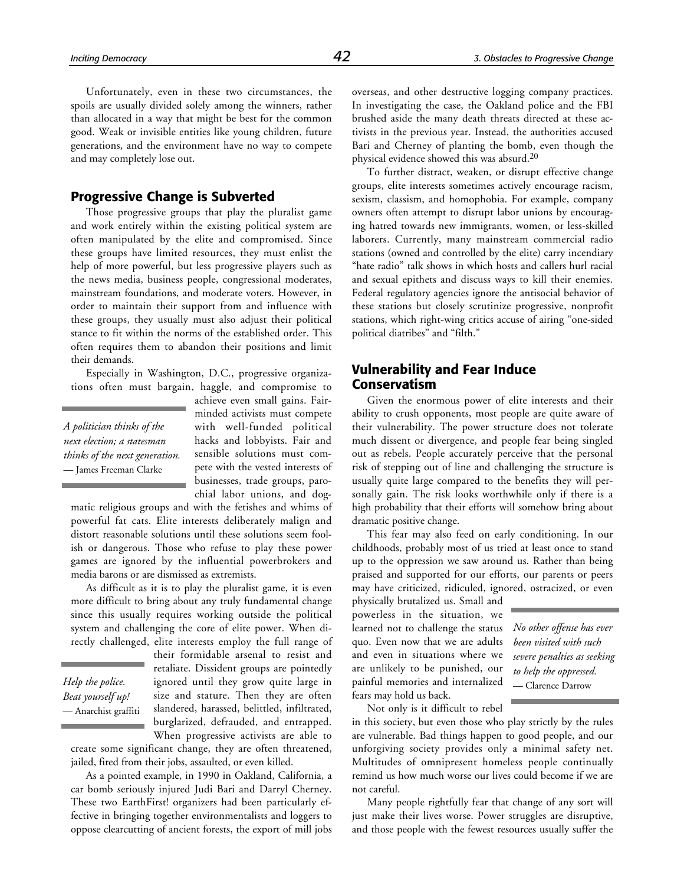Unfortunately, even in these two circumstances, the spoils are usually divided solely among the winners, rather than allocated in a way that might be best for the common good. Weak or invisible entities like young children, future generations, and the environment have no way to compete and may completely lose out.

## Progressive Change is Subverted

Those progressive groups that play the pluralist game and work entirely within the existing political system are often manipulated by the elite and compromised. Since these groups have limited resources, they must enlist the help of more powerful, but less progressive players such as the news media, business people, congressional moderates, mainstream foundations, and moderate voters. However, in order to maintain their support from and influence with these groups, they usually must also adjust their political stance to fit within the norms of the established order. This often requires them to abandon their positions and limit their demands.

Especially in Washington, D.C., progressive organizations often must bargain, haggle, and compromise to achieve even small gains. Fair-minded activists must compete with well-funded political hacks and lobbyists. Fair and sensible solutions must compete with the vested interests of businesses, trade groups, parochial labor unions, and dogmatic religious groups and with the fetishes and whims of powerful fat cats. Elite interests deliberately malign and distort reasonable solutions until these solutions seem foolish or dangerous. Those who refuse to play these power games are ignored by the influential powerbrokers and media barons or are dismissed as extremists.

> *A politician thinks of the next election; a statesman thinks of the next generation.*
> — James Freeman Clarke

As difficult as it is to play the pluralist game, it is even more difficult to bring about any truly fundamental change since this usually requires working outside the political system and challenging the core of elite power. When directly challenged, elite interests employ the full range of their formidable arsenal to resist and retaliate. Dissident groups are pointedly ignored until they grow quite large in size and stature. Then they are often slandered, harassed, belittled, infiltrated, burglarized, defrauded, and entrapped. When progressive activists are able to create some significant change, they are often threatened, jailed, fired from their jobs, assaulted, or even killed.

> *Help the police. Beat yourself up!*
> — Anarchist graffiti

As a pointed example, in 1990 in Oakland, California, a car bomb seriously injured Judi Bari and Darryl Cherney. These two EarthFirst! organizers had been particularly effective in bringing together environmentalists and loggers to oppose clearcutting of ancient forests, the export of mill jobs overseas, and other destructive logging company practices. In investigating the case, the Oakland police and the FBI brushed aside the many death threats directed at these activists in the previous year. Instead, the authorities accused Bari and Cherney of planting the bomb, even though the physical evidence showed this was absurd.[20]

To further distract, weaken, or disrupt effective change groups, elite interests sometimes actively encourage racism, sexism, classism, and homophobia. For example, company owners often attempt to disrupt labor unions by encouraging hatred towards new immigrants, women, or less-skilled laborers. Currently, many mainstream commercial radio stations (owned and controlled by the elite) carry incendiary "hate radio" talk shows in which hosts and callers hurl racial and sexual epithets and discuss ways to kill their enemies. Federal regulatory agencies ignore the antisocial behavior of these stations but closely scrutinize progressive, nonprofit stations, which right-wing critics accuse of airing "one-sided political diatribes" and "filth."

## Vulnerability and Fear Induce Conservatism

Given the enormous power of elite interests and their ability to crush opponents, most people are quite aware of their vulnerability. The power structure does not tolerate much dissent or divergence, and people fear being singled out as rebels. People accurately perceive that the personal risk of stepping out of line and challenging the structure is usually quite large compared to the benefits they will personally gain. The risk looks worthwhile only if there is a high probability that their efforts will somehow bring about dramatic positive change.

This fear may also feed on early conditioning. In our childhoods, probably most of us tried at least once to stand up to the oppression we saw around us. Rather than being praised and supported for our efforts, our parents or peers may have criticized, ridiculed, ignored, ostracized, or even physically brutalized us. Small and powerless in the situation, we learned not to challenge the status quo. Even now that we are adults and even in situations where we are unlikely to be punished, our painful memories and internalized fears may hold us back.

> *No other offense has ever been visited with such severe penalties as seeking to help the oppressed.*
> — Clarence Darrow

Not only is it difficult to rebel in this society, but even those who play strictly by the rules are vulnerable. Bad things happen to good people, and our unforgiving society provides only a minimal safety net. Multitudes of omnipresent homeless people continually remind us how much worse our lives could become if we are not careful.

Many people rightfully fear that change of any sort will just make their lives worse. Power struggles are disruptive, and those people with the fewest resources usually suffer the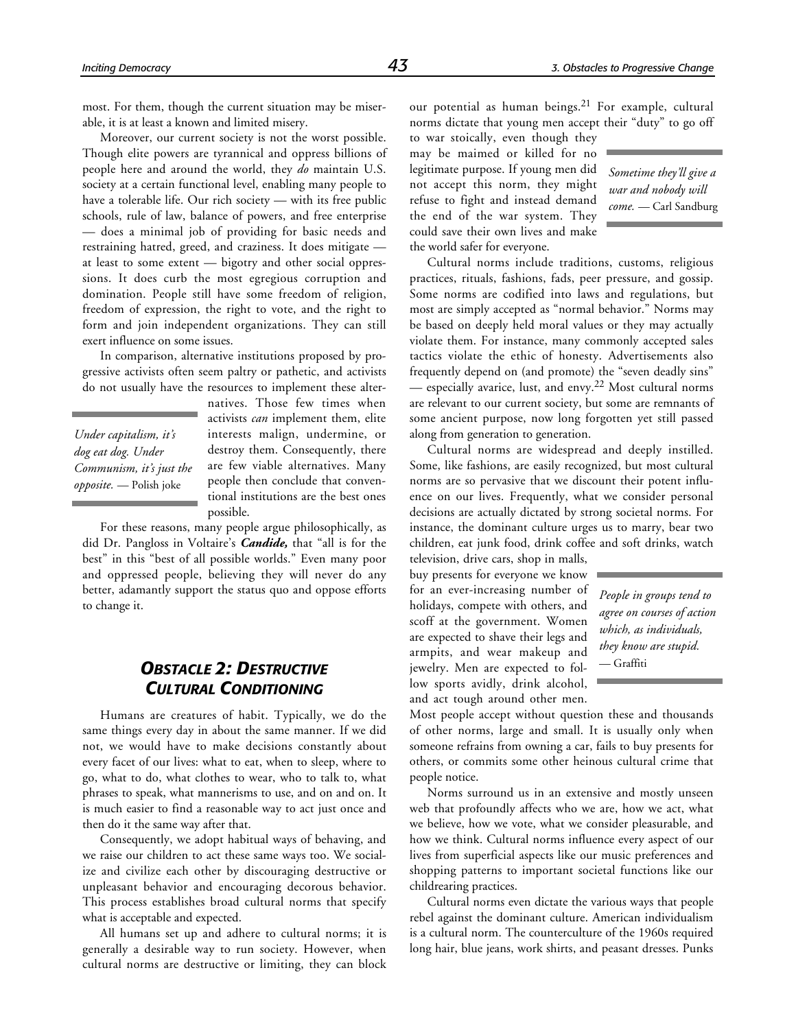most. For them, though the current situation may be miserable, it is at least a known and limited misery.

Moreover, our current society is not the worst possible. Though elite powers are tyrannical and oppress billions of people here and around the world, they *do* maintain U.S. society at a certain functional level, enabling many people to have a tolerable life. Our rich society — with its free public schools, rule of law, balance of powers, and free enterprise — does a minimal job of providing for basic needs and restraining hatred, greed, and craziness. It does mitigate — at least to some extent — bigotry and other social oppressions. It does curb the most egregious corruption and domination. People still have some freedom of religion, freedom of expression, the right to vote, and the right to form and join independent organizations. They can still exert influence on some issues.

In comparison, alternative institutions proposed by progressive activists often seem paltry or pathetic, and activists do not usually have the resources to implement these alternatives. Those few times when activists *can* implement them, elite interests malign, undermine, or destroy them. Consequently, there are few viable alternatives. Many people then conclude that conventional institutions are the best ones possible.

> *Under capitalism, it's dog eat dog. Under Communism, it's just the opposite.* — Polish joke

For these reasons, many people argue philosophically, as did Dr. Pangloss in Voltaire's ***Candide,*** that "all is for the best" in this "best of all possible worlds." Even many poor and oppressed people, believing they will never do any better, adamantly support the status quo and oppose efforts to change it.

## *Obstacle 2: Destructive Cultural Conditioning*

Humans are creatures of habit. Typically, we do the same things every day in about the same manner. If we did not, we would have to make decisions constantly about every facet of our lives: what to eat, when to sleep, where to go, what to do, what clothes to wear, who to talk to, what phrases to speak, what mannerisms to use, and on and on. It is much easier to find a reasonable way to act just once and then do it the same way after that.

Consequently, we adopt habitual ways of behaving, and we raise our children to act these same ways too. We socialize and civilize each other by discouraging destructive or unpleasant behavior and encouraging decorous behavior. This process establishes broad cultural norms that specify what is acceptable and expected.

All humans set up and adhere to cultural norms; it is generally a desirable way to run society. However, when cultural norms are destructive or limiting, they can block our potential as human beings.[21] For example, cultural norms dictate that young men accept their "duty" to go off to war stoically, even though they may be maimed or killed for no legitimate purpose. If young men did not accept this norm, they might refuse to fight and instead demand the end of the war system. They could save their own lives and make the world safer for everyone.

> *Sometime they'll give a war and nobody will come.* — Carl Sandburg

Cultural norms include traditions, customs, religious practices, rituals, fashions, fads, peer pressure, and gossip. Some norms are codified into laws and regulations, but most are simply accepted as "normal behavior." Norms may be based on deeply held moral values or they may actually violate them. For instance, many commonly accepted sales tactics violate the ethic of honesty. Advertisements also frequently depend on (and promote) the "seven deadly sins" — especially avarice, lust, and envy.[22] Most cultural norms are relevant to our current society, but some are remnants of some ancient purpose, now long forgotten yet still passed along from generation to generation.

Cultural norms are widespread and deeply instilled. Some, like fashions, are easily recognized, but most cultural norms are so pervasive that we discount their potent influence on our lives. Frequently, what we consider personal decisions are actually dictated by strong societal norms. For instance, the dominant culture urges us to marry, bear two children, eat junk food, drink coffee and soft drinks, watch television, drive cars, shop in malls, buy presents for everyone we know for an ever-increasing number of holidays, compete with others, and scoff at the government. Women are expected to shave their legs and armpits, and wear makeup and jewelry. Men are expected to follow sports avidly, drink alcohol, and act tough around other men. Most people accept without question these and thousands of other norms, large and small. It is usually only when someone refrains from owning a car, fails to buy presents for others, or commits some other heinous cultural crime that people notice.

> *People in groups tend to agree on courses of action which, as individuals, they know are stupid.* — Graffiti

Norms surround us in an extensive and mostly unseen web that profoundly affects who we are, how we act, what we believe, how we vote, what we consider pleasurable, and how we think. Cultural norms influence every aspect of our lives from superficial aspects like our music preferences and shopping patterns to important societal functions like our childrearing practices.

Cultural norms even dictate the various ways that people rebel against the dominant culture. American individualism is a cultural norm. The counterculture of the 1960s required long hair, blue jeans, work shirts, and peasant dresses. Punks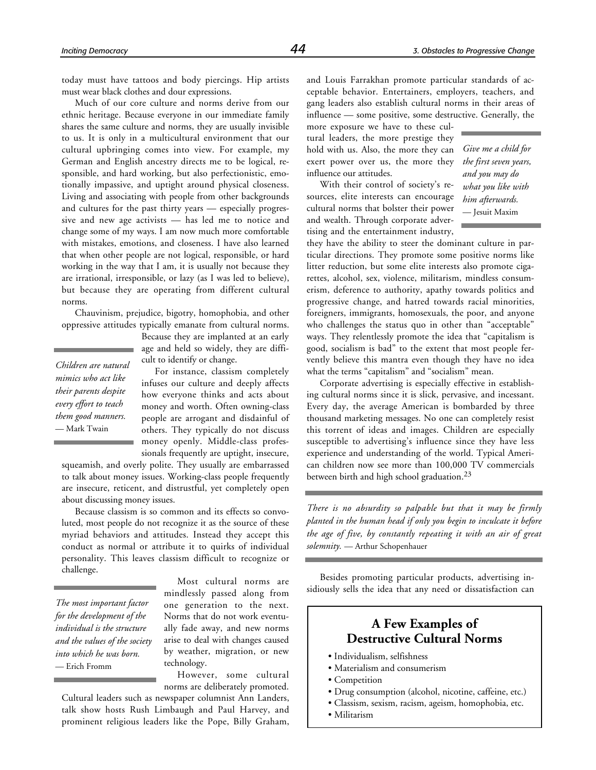today must have tattoos and body piercings. Hip artists must wear black clothes and dour expressions.

Much of our core culture and norms derive from our ethnic heritage. Because everyone in our immediate family shares the same culture and norms, they are usually invisible to us. It is only in a multicultural environment that our cultural upbringing comes into view. For example, my German and English ancestry directs me to be logical, responsible, and hard working, but also perfectionistic, emotionally impassive, and uptight around physical closeness. Living and associating with people from other backgrounds and cultures for the past thirty years — especially progressive and new age activists — has led me to notice and change some of my ways. I am now much more comfortable with mistakes, emotions, and closeness. I have also learned that when other people are not logical, responsible, or hard working in the way that I am, it is usually not because they are irrational, irresponsible, or lazy (as I was led to believe), but because they are operating from different cultural norms.

Chauvinism, prejudice, bigotry, homophobia, and other oppressive attitudes typically emanate from cultural norms. Because they are implanted at an early age and held so widely, they are difficult to identify or change.

> *Children are natural mimics who act like their parents despite every effort to teach them good manners.* — Mark Twain

For instance, classism completely infuses our culture and deeply affects how everyone thinks and acts about money and worth. Often owning-class people are arrogant and disdainful of others. They typically do not discuss money openly. Middle-class professionals frequently are uptight, insecure, squeamish, and overly polite. They usually are embarrassed to talk about money issues. Working-class people frequently are insecure, reticent, and distrustful, yet completely open about discussing money issues.

Because classism is so common and its effects so convoluted, most people do not recognize it as the source of these myriad behaviors and attitudes. Instead they accept this conduct as normal or attribute it to quirks of individual personality. This leaves classism difficult to recognize or challenge.

> *The most important factor for the development of the individual is the structure and the values of the society into which he was born.* — Erich Fromm

Most cultural norms are mindlessly passed along from one generation to the next. Norms that do not work eventually fade away, and new norms arise to deal with changes caused by weather, migration, or new technology.

However, some cultural norms are deliberately promoted. Cultural leaders such as newspaper columnist Ann Landers, talk show hosts Rush Limbaugh and Paul Harvey, and prominent religious leaders like the Pope, Billy Graham, and Louis Farrakhan promote particular standards of acceptable behavior. Entertainers, employers, teachers, and gang leaders also establish cultural norms in their areas of influence — some positive, some destructive. Generally, the more exposure we have to these cultural leaders, the more prestige they hold with us. Also, the more they can exert power over us, the more they influence our attitudes.

> *Give me a child for the first seven years, and you may do what you like with him afterwards.* — Jesuit Maxim

With their control of society's resources, elite interests can encourage cultural norms that bolster their power and wealth. Through corporate advertising and the entertainment industry, they have the ability to steer the dominant culture in particular directions. They promote some positive norms like litter reduction, but some elite interests also promote cigarettes, alcohol, sex, violence, militarism, mindless consumerism, deference to authority, apathy towards politics and progressive change, and hatred towards racial minorities, foreigners, immigrants, homosexuals, the poor, and anyone who challenges the status quo in other than "acceptable" ways. They relentlessly promote the idea that "capitalism is good, socialism is bad" to the extent that most people fervently believe this mantra even though they have no idea what the terms "capitalism" and "socialism" mean.

Corporate advertising is especially effective in establishing cultural norms since it is slick, pervasive, and incessant. Every day, the average American is bombarded by three thousand marketing messages. No one can completely resist this torrent of ideas and images. Children are especially susceptible to advertising's influence since they have less experience and understanding of the world. Typical American children now see more than 100,000 TV commercials between birth and high school graduation.[23]

> *There is no absurdity so palpable but that it may be firmly planted in the human head if only you begin to inculcate it before the age of five, by constantly repeating it with an air of great solemnity.* — Arthur Schopenhauer

Besides promoting particular products, advertising insidiously sells the idea that any need or dissatisfaction can

## A Few Examples of Destructive Cultural Norms

- Individualism, selfishness
- Materialism and consumerism
- Competition
- Drug consumption (alcohol, nicotine, caffeine, etc.)
- Classism, sexism, racism, ageism, homophobia, etc.
- Militarism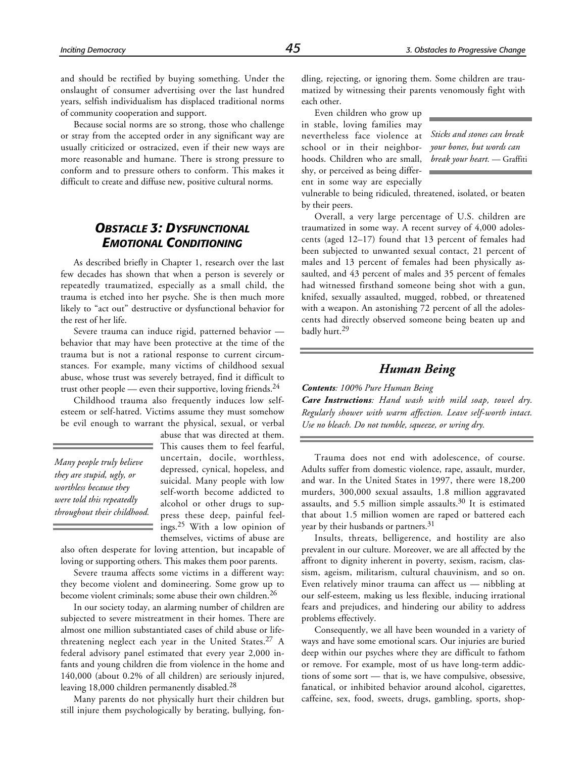and should be rectified by buying something. Under the onslaught of consumer advertising over the last hundred years, selfish individualism has displaced traditional norms of community cooperation and support.

Because social norms are so strong, those who challenge or stray from the accepted order in any significant way are usually criticized or ostracized, even if their new ways are more reasonable and humane. There is strong pressure to conform and to pressure others to conform. This makes it difficult to create and diffuse new, positive cultural norms.

## *Obstacle 3: Dysfunctional Emotional Conditioning*

As described briefly in Chapter 1, research over the last few decades has shown that when a person is severely or repeatedly traumatized, especially as a small child, the trauma is etched into her psyche. She is then much more likely to "act out" destructive or dysfunctional behavior for the rest of her life.

Severe trauma can induce rigid, patterned behavior — behavior that may have been protective at the time of the trauma but is not a rational response to current circumstances. For example, many victims of childhood sexual abuse, whose trust was severely betrayed, find it difficult to trust other people — even their supportive, loving friends.[24]

Childhood trauma also frequently induces low self-esteem or self-hatred. Victims assume they must somehow be evil enough to warrant the physical, sexual, or verbal abuse that was directed at them. This causes them to feel fearful, uncertain, docile, worthless, depressed, cynical, hopeless, and suicidal. Many people with low self-worth become addicted to alcohol or other drugs to suppress these deep, painful feelings.[25] With a low opinion of themselves, victims of abuse are also often desperate for loving attention, but incapable of loving or supporting others. This makes them poor parents.

*Many people truly believe they are stupid, ugly, or worthless because they were told this repeatedly throughout their childhood.*

Severe trauma affects some victims in a different way: they become violent and domineering. Some grow up to become violent criminals; some abuse their own children.[26]

In our society today, an alarming number of children are subjected to severe mistreatment in their homes. There are almost one million substantiated cases of child abuse or life-threatening neglect each year in the United States.[27] A federal advisory panel estimated that every year 2,000 infants and young children die from violence in the home and 140,000 (about 0.2% of all children) are seriously injured, leaving 18,000 children permanently disabled.[28]

Many parents do not physically hurt their children but still injure them psychologically by berating, bullying, fondling, rejecting, or ignoring them. Some children are traumatized by witnessing their parents venomously fight with each other.

Even children who grow up in stable, loving families may nevertheless face violence at school or in their neighborhoods. Children who are small, shy, or perceived as being different in some way are especially vulnerable to being ridiculed, threatened, isolated, or beaten by their peers.

*Sticks and stones can break your bones, but words can break your heart.* — Graffiti

Overall, a very large percentage of U.S. children are traumatized in some way. A recent survey of 4,000 adolescents (aged 12–17) found that 13 percent of females had been subjected to unwanted sexual contact, 21 percent of males and 13 percent of females had been physically assaulted, and 43 percent of males and 35 percent of females had witnessed firsthand someone being shot with a gun, knifed, sexually assaulted, mugged, robbed, or threatened with a weapon. An astonishing 72 percent of all the adolescents had directly observed someone being beaten up and badly hurt.[29]

### *Human Being*

***Contents**: 100% Pure Human Being*

***Care Instructions**: Hand wash with mild soap, towel dry. Regularly shower with warm affection. Leave self-worth intact. Use no bleach. Do not tumble, squeeze, or wring dry.*

Trauma does not end with adolescence, of course. Adults suffer from domestic violence, rape, assault, murder, and war. In the United States in 1997, there were 18,200 murders, 300,000 sexual assaults, 1.8 million aggravated assaults, and 5.5 million simple assaults.[30] It is estimated that about 1.5 million women are raped or battered each year by their husbands or partners.[31]

Insults, threats, belligerence, and hostility are also prevalent in our culture. Moreover, we are all affected by the affront to dignity inherent in poverty, sexism, racism, classism, ageism, militarism, cultural chauvinism, and so on. Even relatively minor trauma can affect us — nibbling at our self-esteem, making us less flexible, inducing irrational fears and prejudices, and hindering our ability to address problems effectively.

Consequently, we all have been wounded in a variety of ways and have some emotional scars. Our injuries are buried deep within our psyches where they are difficult to fathom or remove. For example, most of us have long-term addictions of some sort — that is, we have compulsive, obsessive, fanatical, or inhibited behavior around alcohol, cigarettes, caffeine, sex, food, sweets, drugs, gambling, sports, shop-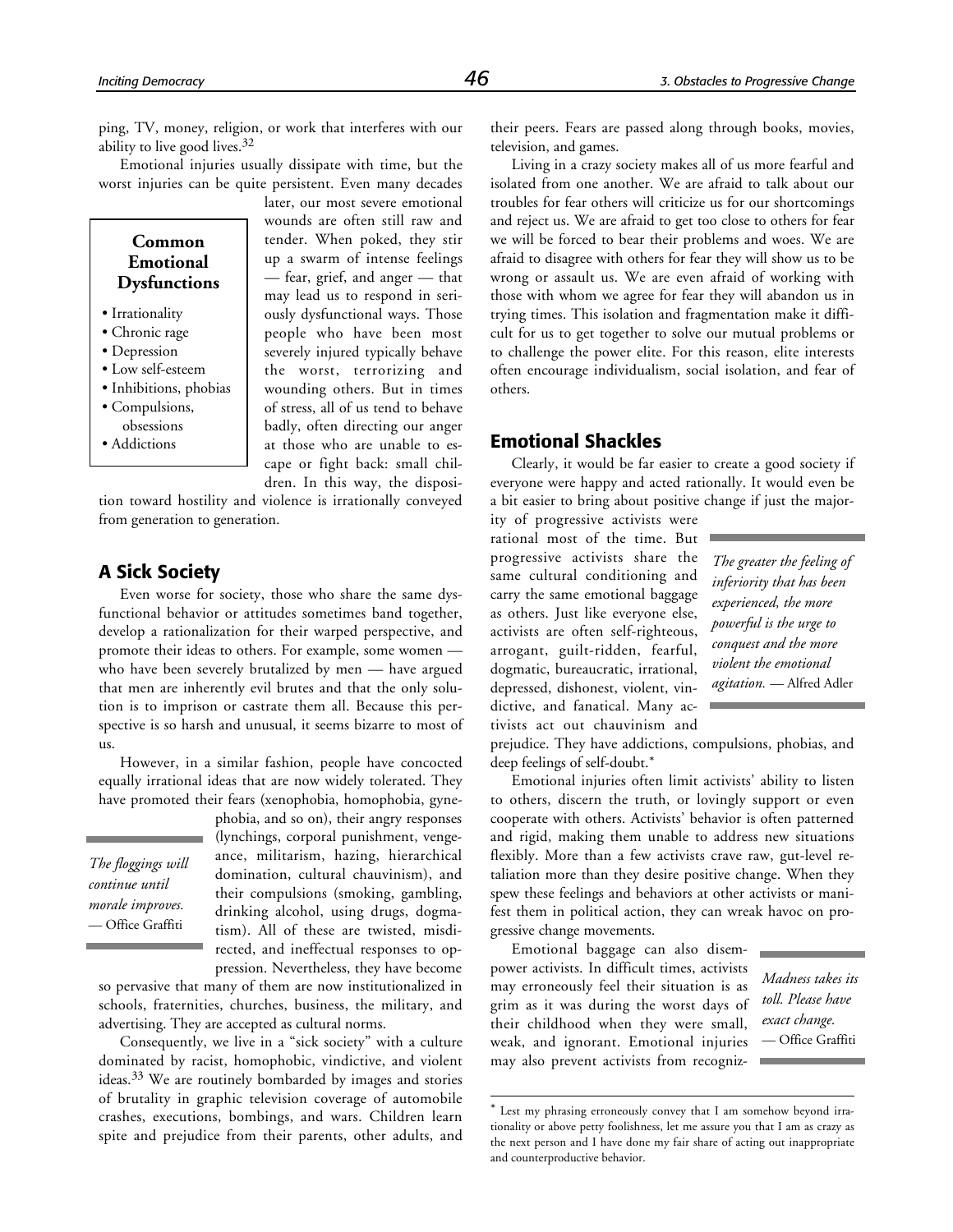ping, TV, money, religion, or work that interferes with our ability to live good lives.[32]

Emotional injuries usually dissipate with time, but the worst injuries can be quite persistent. Even many decades later, our most severe emotional wounds are often still raw and tender. When poked, they stir up a swarm of intense feelings — fear, grief, and anger — that may lead us to respond in seriously dysfunctional ways. Those people who have been most severely injured typically behave the worst, terrorizing and wounding others. But in times of stress, all of us tend to behave badly, often directing our anger at those who are unable to escape or fight back: small children. In this way, the disposition toward hostility and violence is irrationally conveyed from generation to generation.

> **Common Emotional Dysfunctions**
>
> - Irrationality
> - Chronic rage
> - Depression
> - Low self-esteem
> - Inhibitions, phobias
> - Compulsions, obsessions
> - Addictions

## A Sick Society

Even worse for society, those who share the same dysfunctional behavior or attitudes sometimes band together, develop a rationalization for their warped perspective, and promote their ideas to others. For example, some women — who have been severely brutalized by men — have argued that men are inherently evil brutes and that the only solution is to imprison or castrate them all. Because this perspective is so harsh and unusual, it seems bizarre to most of us.

However, in a similar fashion, people have concocted equally irrational ideas that are now widely tolerated. They have promoted their fears (xenophobia, homophobia, gynephobia, and so on), their angry responses (lynchings, corporal punishment, vengeance, militarism, hazing, hierarchical domination, cultural chauvinism), and their compulsions (smoking, gambling, drinking alcohol, using drugs, dogmatism). All of these are twisted, misdirected, and ineffectual responses to oppression. Nevertheless, they have become so pervasive that many of them are now institutionalized in schools, fraternities, churches, business, the military, and advertising. They are accepted as cultural norms.

> *The floggings will continue until morale improves.* — Office Graffiti

Consequently, we live in a "sick society" with a culture dominated by racist, homophobic, vindictive, and violent ideas.[33] We are routinely bombarded by images and stories of brutality in graphic television coverage of automobile crashes, executions, bombings, and wars. Children learn spite and prejudice from their parents, other adults, and their peers. Fears are passed along through books, movies, television, and games.

Living in a crazy society makes all of us more fearful and isolated from one another. We are afraid to talk about our troubles for fear others will criticize us for our shortcomings and reject us. We are afraid to get too close to others for fear we will be forced to bear their problems and woes. We are afraid to disagree with others for fear they will show us to be wrong or assault us. We are even afraid of working with those with whom we agree for fear they will abandon us in trying times. This isolation and fragmentation make it difficult for us to get together to solve our mutual problems or to challenge the power elite. For this reason, elite interests often encourage individualism, social isolation, and fear of others.

## Emotional Shackles

Clearly, it would be far easier to create a good society if everyone were happy and acted rationally. It would even be a bit easier to bring about positive change if just the majority of progressive activists were rational most of the time. But progressive activists share the same cultural conditioning and carry the same emotional baggage as others. Just like everyone else, activists are often self-righteous, arrogant, guilt-ridden, fearful, dogmatic, bureaucratic, irrational, depressed, dishonest, violent, vindictive, and fanatical. Many activists act out chauvinism and prejudice. They have addictions, compulsions, phobias, and deep feelings of self-doubt.*

> *The greater the feeling of inferiority that has been experienced, the more powerful is the urge to conquest and the more violent the emotional agitation.* — Alfred Adler

Emotional injuries often limit activists' ability to listen to others, discern the truth, or lovingly support or even cooperate with others. Activists' behavior is often patterned and rigid, making them unable to address new situations flexibly. More than a few activists crave raw, gut-level retaliation more than they desire positive change. When they spew these feelings and behaviors at other activists or manifest them in political action, they can wreak havoc on progressive change movements.

Emotional baggage can also disempower activists. In difficult times, activists may erroneously feel their situation is as grim as it was during the worst days of their childhood when they were small, weak, and ignorant. Emotional injuries may also prevent activists from recogniz-

> *Madness takes its toll. Please have exact change.* — Office Graffiti

---

\* Lest my phrasing erroneously convey that I am somehow beyond irrationality or above petty foolishness, let me assure you that I am as crazy as the next person and I have done my fair share of acting out inappropriate and counterproductive behavior.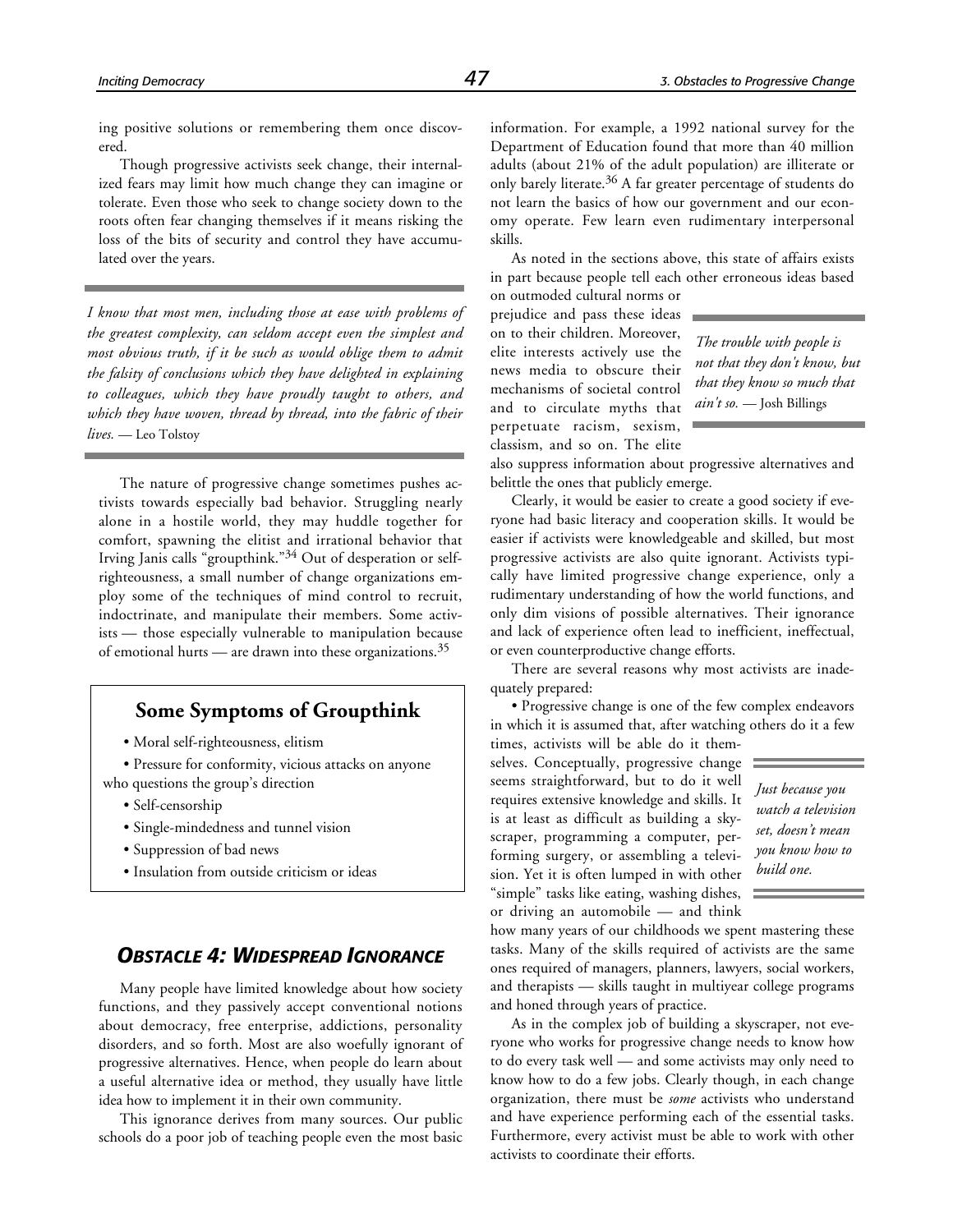ing positive solutions or remembering them once discovered.

Though progressive activists seek change, their internalized fears may limit how much change they can imagine or tolerate. Even those who seek to change society down to the roots often fear changing themselves if it means risking the loss of the bits of security and control they have accumulated over the years.

*I know that most men, including those at ease with problems of the greatest complexity, can seldom accept even the simplest and most obvious truth, if it be such as would oblige them to admit the falsity of conclusions which they have delighted in explaining to colleagues, which they have proudly taught to others, and which they have woven, thread by thread, into the fabric of their lives.* — Leo Tolstoy

The nature of progressive change sometimes pushes activists towards especially bad behavior. Struggling nearly alone in a hostile world, they may huddle together for comfort, spawning the elitist and irrational behavior that Irving Janis calls "groupthink."[34] Out of desperation or self-righteousness, a small number of change organizations employ some of the techniques of mind control to recruit, indoctrinate, and manipulate their members. Some activists — those especially vulnerable to manipulation because of emotional hurts — are drawn into these organizations.[35]

### Some Symptoms of Groupthink

- Moral self-righteousness, elitism
- Pressure for conformity, vicious attacks on anyone who questions the group's direction
- Self-censorship
- Single-mindedness and tunnel vision
- Suppression of bad news
- Insulation from outside criticism or ideas

## *OBSTACLE 4: WIDESPREAD IGNORANCE*

Many people have limited knowledge about how society functions, and they passively accept conventional notions about democracy, free enterprise, addictions, personality disorders, and so forth. Most are also woefully ignorant of progressive alternatives. Hence, when people do learn about a useful alternative idea or method, they usually have little idea how to implement it in their own community.

This ignorance derives from many sources. Our public schools do a poor job of teaching people even the most basic information. For example, a 1992 national survey for the Department of Education found that more than 40 million adults (about 21% of the adult population) are illiterate or only barely literate.[36] A far greater percentage of students do not learn the basics of how our government and our economy operate. Few learn even rudimentary interpersonal skills.

As noted in the sections above, this state of affairs exists in part because people tell each other erroneous ideas based on outmoded cultural norms or prejudice and pass these ideas on to their children. Moreover, elite interests actively use the news media to obscure their mechanisms of societal control and to circulate myths that perpetuate racism, sexism, classism, and so on. The elite also suppress information about progressive alternatives and belittle the ones that publicly emerge.

*The trouble with people is not that they don't know, but that they know so much that ain't so.* — Josh Billings

Clearly, it would be easier to create a good society if everyone had basic literacy and cooperation skills. It would be easier if activists were knowledgeable and skilled, but most progressive activists are also quite ignorant. Activists typically have limited progressive change experience, only a rudimentary understanding of how the world functions, and only dim visions of possible alternatives. Their ignorance and lack of experience often lead to inefficient, ineffectual, or even counterproductive change efforts.

There are several reasons why most activists are inadequately prepared:

- Progressive change is one of the few complex endeavors in which it is assumed that, after watching others do it a few times, activists will be able do it themselves. Conceptually, progressive change seems straightforward, but to do it well requires extensive knowledge and skills. It is at least as difficult as building a skyscraper, programming a computer, performing surgery, or assembling a television. Yet it is often lumped in with other "simple" tasks like eating, washing dishes, or driving an automobile — and think how many years of our childhoods we spent mastering these tasks. Many of the skills required of activists are the same ones required of managers, planners, lawyers, social workers, and therapists — skills taught in multiyear college programs and honed through years of practice.

*Just because you watch a television set, doesn't mean you know how to build one.*

As in the complex job of building a skyscraper, not everyone who works for progressive change needs to know how to do every task well — and some activists may only need to know how to do a few jobs. Clearly though, in each change organization, there must be *some* activists who understand and have experience performing each of the essential tasks. Furthermore, every activist must be able to work with other activists to coordinate their efforts.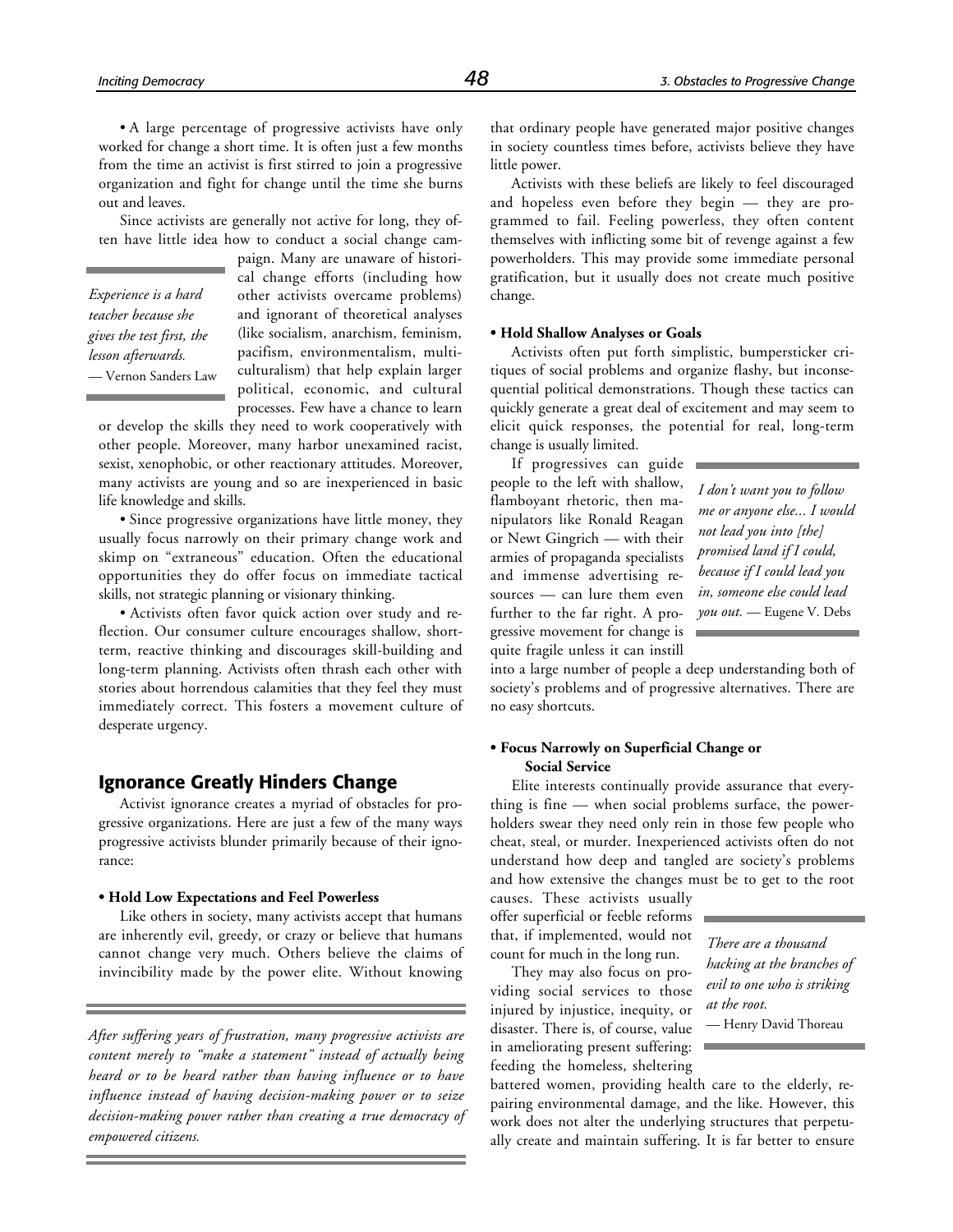• A large percentage of progressive activists have only worked for change a short time. It is often just a few months from the time an activist is first stirred to join a progressive organization and fight for change until the time she burns out and leaves.

Since activists are generally not active for long, they often have little idea how to conduct a social change campaign. Many are unaware of historical change efforts (including how other activists overcame problems) and ignorant of theoretical analyses (like socialism, anarchism, feminism, pacifism, environmentalism, multiculturalism) that help explain larger political, economic, and cultural processes. Few have a chance to learn or develop the skills they need to work cooperatively with other people. Moreover, many harbor unexamined racist, sexist, xenophobic, or other reactionary attitudes. Moreover, many activists are young and so are inexperienced in basic life knowledge and skills.

> *Experience is a hard teacher because she gives the test first, the lesson afterwards.*
> — Vernon Sanders Law

• Since progressive organizations have little money, they usually focus narrowly on their primary change work and skimp on "extraneous" education. Often the educational opportunities they do offer focus on immediate tactical skills, not strategic planning or visionary thinking.

• Activists often favor quick action over study and reflection. Our consumer culture encourages shallow, short-term, reactive thinking and discourages skill-building and long-term planning. Activists often thrash each other with stories about horrendous calamities that they feel they must immediately correct. This fosters a movement culture of desperate urgency.

## Ignorance Greatly Hinders Change

Activist ignorance creates a myriad of obstacles for progressive organizations. Here are just a few of the many ways progressive activists blunder primarily because of their ignorance:

**• Hold Low Expectations and Feel Powerless**

Like others in society, many activists accept that humans are inherently evil, greedy, or crazy or believe that humans cannot change very much. Others believe the claims of invincibility made by the power elite. Without knowing that ordinary people have generated major positive changes in society countless times before, activists believe they have little power.

> *After suffering years of frustration, many progressive activists are content merely to "make a statement" instead of actually being heard or to be heard rather than having influence or to have influence instead of having decision-making power or to seize decision-making power rather than creating a true democracy of empowered citizens.*

Activists with these beliefs are likely to feel discouraged and hopeless even before they begin — they are programmed to fail. Feeling powerless, they often content themselves with inflicting some bit of revenge against a few powerholders. This may provide some immediate personal gratification, but it usually does not create much positive change.

**• Hold Shallow Analyses or Goals**

Activists often put forth simplistic, bumpersticker critiques of social problems and organize flashy, but inconsequential political demonstrations. Though these tactics can quickly generate a great deal of excitement and may seem to elicit quick responses, the potential for real, long-term change is usually limited.

If progressives can guide people to the left with shallow, flamboyant rhetoric, then manipulators like Ronald Reagan or Newt Gingrich — with their armies of propaganda specialists and immense advertising resources — can lure them even further to the far right. A progressive movement for change is quite fragile unless it can instill into a large number of people a deep understanding both of society's problems and of progressive alternatives. There are no easy shortcuts.

> *I don't want you to follow me or anyone else... I would not lead you into [the] promised land if I could, because if I could lead you in, someone else could lead you out.* — Eugene V. Debs

**• Focus Narrowly on Superficial Change or Social Service**

Elite interests continually provide assurance that everything is fine — when social problems surface, the powerholders swear they need only rein in those few people who cheat, steal, or murder. Inexperienced activists often do not understand how deep and tangled are society's problems and how extensive the changes must be to get to the root causes. These activists usually offer superficial or feeble reforms that, if implemented, would not count for much in the long run.

> *There are a thousand hacking at the branches of evil to one who is striking at the root.*
> — Henry David Thoreau

They may also focus on providing social services to those injured by injustice, inequity, or disaster. There is, of course, value in ameliorating present suffering: feeding the homeless, sheltering battered women, providing health care to the elderly, repairing environmental damage, and the like. However, this work does not alter the underlying structures that perpetually create and maintain suffering. It is far better to ensure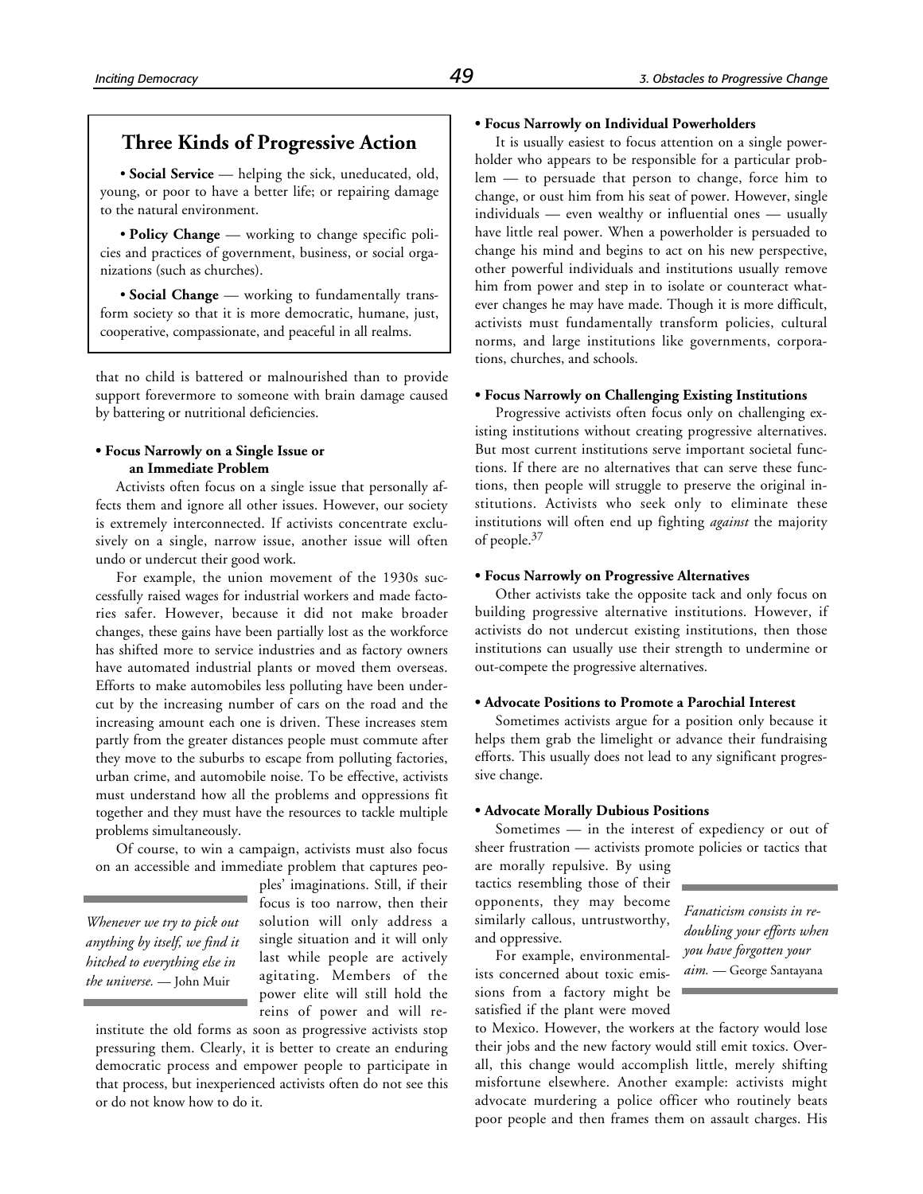## Three Kinds of Progressive Action

• **Social Service** — helping the sick, uneducated, old, young, or poor to have a better life; or repairing damage to the natural environment.

• **Policy Change** — working to change specific policies and practices of government, business, or social organizations (such as churches).

• **Social Change** — working to fundamentally transform society so that it is more democratic, humane, just, cooperative, compassionate, and peaceful in all realms.

that no child is battered or malnourished than to provide support forevermore to someone with brain damage caused by battering or nutritional deficiencies.

**• Focus Narrowly on a Single Issue or an Immediate Problem**

Activists often focus on a single issue that personally affects them and ignore all other issues. However, our society is extremely interconnected. If activists concentrate exclusively on a single, narrow issue, another issue will often undo or undercut their good work.

For example, the union movement of the 1930s successfully raised wages for industrial workers and made factories safer. However, because it did not make broader changes, these gains have been partially lost as the workforce has shifted more to service industries and as factory owners have automated industrial plants or moved them overseas. Efforts to make automobiles less polluting have been undercut by the increasing number of cars on the road and the increasing amount each one is driven. These increases stem partly from the greater distances people must commute after they move to the suburbs to escape from polluting factories, urban crime, and automobile noise. To be effective, activists must understand how all the problems and oppressions fit together and they must have the resources to tackle multiple problems simultaneously.

Of course, to win a campaign, activists must also focus on an accessible and immediate problem that captures peoples' imaginations. Still, if their focus is too narrow, then their solution will only address a single situation and it will only last while people are actively agitating. Members of the power elite will still hold the reins of power and will re-institute the old forms as soon as progressive activists stop pressuring them. Clearly, it is better to create an enduring democratic process and empower people to participate in that process, but inexperienced activists often do not see this or do not know how to do it.

> *Whenever we try to pick out anything by itself, we find it hitched to everything else in the universe.* — John Muir

**• Focus Narrowly on Individual Powerholders**

It is usually easiest to focus attention on a single powerholder who appears to be responsible for a particular problem — to persuade that person to change, force him to change, or oust him from his seat of power. However, single individuals — even wealthy or influential ones — usually have little real power. When a powerholder is persuaded to change his mind and begins to act on his new perspective, other powerful individuals and institutions usually remove him from power and step in to isolate or counteract whatever changes he may have made. Though it is more difficult, activists must fundamentally transform policies, cultural norms, and large institutions like governments, corporations, churches, and schools.

**• Focus Narrowly on Challenging Existing Institutions**

Progressive activists often focus only on challenging existing institutions without creating progressive alternatives. But most current institutions serve important societal functions. If there are no alternatives that can serve these functions, then people will struggle to preserve the original institutions. Activists who seek only to eliminate these institutions will often end up fighting *against* the majority of people.[37]

**• Focus Narrowly on Progressive Alternatives**

Other activists take the opposite tack and only focus on building progressive alternative institutions. However, if activists do not undercut existing institutions, then those institutions can usually use their strength to undermine or out-compete the progressive alternatives.

**• Advocate Positions to Promote a Parochial Interest**

Sometimes activists argue for a position only because it helps them grab the limelight or advance their fundraising efforts. This usually does not lead to any significant progressive change.

**• Advocate Morally Dubious Positions**

Sometimes — in the interest of expediency or out of sheer frustration — activists promote policies or tactics that are morally repulsive. By using tactics resembling those of their opponents, they may become similarly callous, untrustworthy, and oppressive.

> *Fanaticism consists in redoubling your efforts when you have forgotten your aim.* — George Santayana

For example, environmentalists concerned about toxic emissions from a factory might be satisfied if the plant were moved to Mexico. However, the workers at the factory would lose their jobs and the new factory would still emit toxics. Overall, this change would accomplish little, merely shifting misfortune elsewhere. Another example: activists might advocate murdering a police officer who routinely beats poor people and then frames them on assault charges. His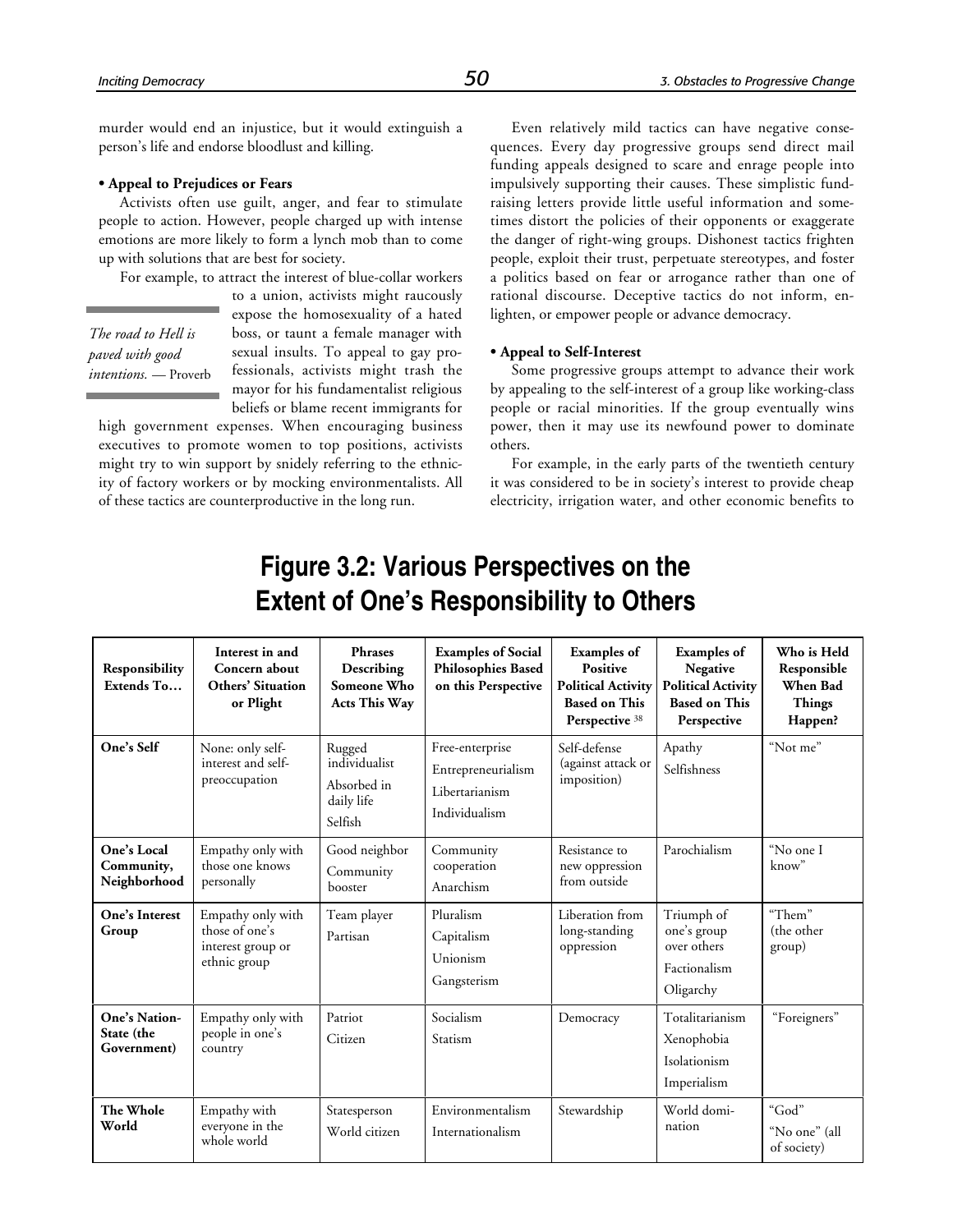murder would end an injustice, but it would extinguish a person's life and endorse bloodlust and killing.

**• Appeal to Prejudices or Fears**

Activists often use guilt, anger, and fear to stimulate people to action. However, people charged up with intense emotions are more likely to form a lynch mob than to come up with solutions that are best for society.

For example, to attract the interest of blue-collar workers to a union, activists might raucously expose the homosexuality of a hated boss, or taunt a female manager with sexual insults. To appeal to gay professionals, activists might trash the mayor for his fundamentalist religious beliefs or blame recent immigrants for high government expenses. When encouraging business executives to promote women to top positions, activists might try to win support by snidely referring to the ethnicity of factory workers or by mocking environmentalists. All of these tactics are counterproductive in the long run.

> *The road to Hell is paved with good intentions.* — Proverb

Even relatively mild tactics can have negative consequences. Every day progressive groups send direct mail funding appeals designed to scare and enrage people into impulsively supporting their causes. These simplistic fundraising letters provide little useful information and sometimes distort the policies of their opponents or exaggerate the danger of right-wing groups. Dishonest tactics frighten people, exploit their trust, perpetuate stereotypes, and foster a politics based on fear or arrogance rather than one of rational discourse. Deceptive tactics do not inform, enlighten, or empower people or advance democracy.

**• Appeal to Self-Interest**

Some progressive groups attempt to advance their work by appealing to the self-interest of a group like working-class people or racial minorities. If the group eventually wins power, then it may use its newfound power to dominate others.

For example, in the early parts of the twentieth century it was considered to be in society's interest to provide cheap electricity, irrigation water, and other economic benefits to

## Figure 3.2: Various Perspectives on the Extent of One's Responsibility to Others

| Responsibility Extends To… | Interest in and Concern about Others' Situation or Plight | Phrases Describing Someone Who Acts This Way | Examples of Social Philosophies Based on this Perspective | Examples of Positive Political Activity Based on This Perspective [38] | Examples of Negative Political Activity Based on This Perspective | Who is Held Responsible When Bad Things Happen? |
|---|---|---|---|---|---|---|
| **One's Self** | None: only self-interest and self-preoccupation | Rugged individualist<br>Absorbed in daily life<br>Selfish | Free-enterprise<br>Entrepreneurialism<br>Libertarianism<br>Individualism | Self-defense (against attack or imposition) | Apathy<br>Selfishness | "Not me" |
| **One's Local Community, Neighborhood** | Empathy only with those one knows personally | Good neighbor<br>Community booster | Community cooperation<br>Anarchism | Resistance to new oppression from outside | Parochialism | "No one I know" |
| **One's Interest Group** | Empathy only with those of one's interest group or ethnic group | Team player<br>Partisan | Pluralism<br>Capitalism<br>Unionism<br>Gangsterism | Liberation from long-standing oppression | Triumph of one's group over others<br>Factionalism<br>Oligarchy | "Them" (the other group) |
| **One's Nation-State (the Government)** | Empathy only with people in one's country | Patriot<br>Citizen | Socialism<br>Statism | Democracy | Totalitarianism<br>Xenophobia<br>Isolationism<br>Imperialism | "Foreigners" |
| **The Whole World** | Empathy with everyone in the whole world | Statesperson<br>World citizen | Environmentalism<br>Internationalism | Stewardship | World domination | "God"<br>"No one" (all of society) |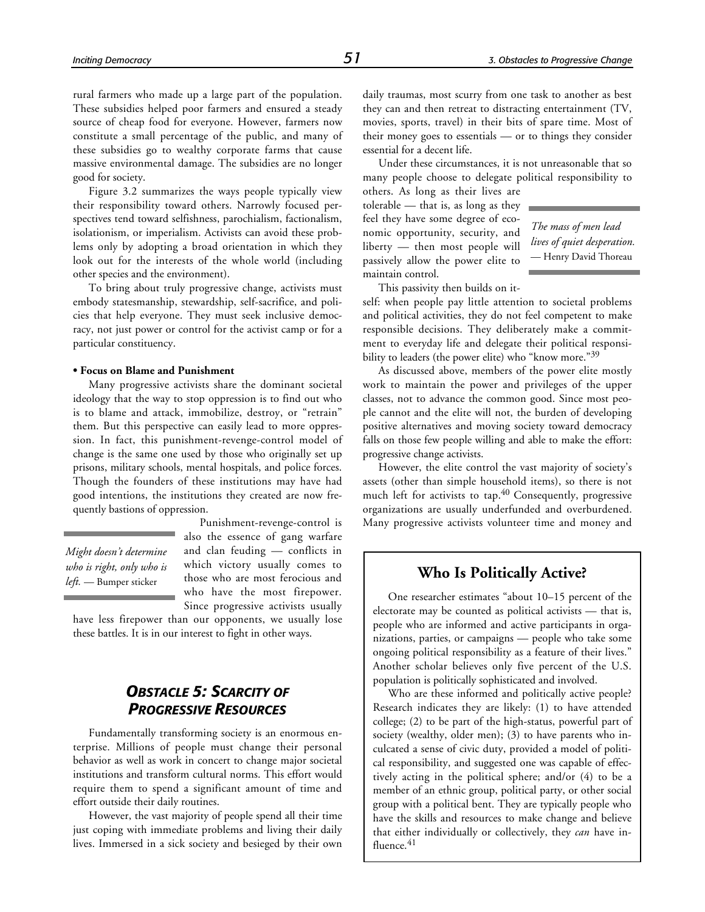rural farmers who made up a large part of the population. These subsidies helped poor farmers and ensured a steady source of cheap food for everyone. However, farmers now constitute a small percentage of the public, and many of these subsidies go to wealthy corporate farms that cause massive environmental damage. The subsidies are no longer good for society.

Figure 3.2 summarizes the ways people typically view their responsibility toward others. Narrowly focused perspectives tend toward selfishness, parochialism, factionalism, isolationism, or imperialism. Activists can avoid these problems only by adopting a broad orientation in which they look out for the interests of the whole world (including other species and the environment).

To bring about truly progressive change, activists must embody statesmanship, stewardship, self-sacrifice, and policies that help everyone. They must seek inclusive democracy, not just power or control for the activist camp or for a particular constituency.

**• Focus on Blame and Punishment**

Many progressive activists share the dominant societal ideology that the way to stop oppression is to find out who is to blame and attack, immobilize, destroy, or "retrain" them. But this perspective can easily lead to more oppression. In fact, this punishment-revenge-control model of change is the same one used by those who originally set up prisons, military schools, mental hospitals, and police forces. Though the founders of these institutions may have had good intentions, the institutions they created are now frequently bastions of oppression.

Punishment-revenge-control is also the essence of gang warfare and clan feuding — conflicts in which victory usually comes to those who are most ferocious and who have the most firepower. Since progressive activists usually have less firepower than our opponents, we usually lose these battles. It is in our interest to fight in other ways.

> *Might doesn't determine who is right, only who is left.* — Bumper sticker

## *Obstacle 5: Scarcity of Progressive Resources*

Fundamentally transforming society is an enormous enterprise. Millions of people must change their personal behavior as well as work in concert to change major societal institutions and transform cultural norms. This effort would require them to spend a significant amount of time and effort outside their daily routines.

However, the vast majority of people spend all their time just coping with immediate problems and living their daily lives. Immersed in a sick society and besieged by their own daily traumas, most scurry from one task to another as best they can and then retreat to distracting entertainment (TV, movies, sports, travel) in their bits of spare time. Most of their money goes to essentials — or to things they consider essential for a decent life.

Under these circumstances, it is not unreasonable that so many people choose to delegate political responsibility to others. As long as their lives are tolerable — that is, as long as they feel they have some degree of economic opportunity, security, and liberty — then most people will passively allow the power elite to maintain control.

> *The mass of men lead lives of quiet desperation.* — Henry David Thoreau

This passivity then builds on itself: when people pay little attention to societal problems and political activities, they do not feel competent to make responsible decisions. They deliberately make a commitment to everyday life and delegate their political responsibility to leaders (the power elite) who "know more."[39]

As discussed above, members of the power elite mostly work to maintain the power and privileges of the upper classes, not to advance the common good. Since most people cannot and the elite will not, the burden of developing positive alternatives and moving society toward democracy falls on those few people willing and able to make the effort: progressive change activists.

However, the elite control the vast majority of society's assets (other than simple household items), so there is not much left for activists to tap.[40] Consequently, progressive organizations are usually underfunded and overburdened. Many progressive activists volunteer time and money and

### Who Is Politically Active?

One researcher estimates "about 10–15 percent of the electorate may be counted as political activists — that is, people who are informed and active participants in organizations, parties, or campaigns — people who take some ongoing political responsibility as a feature of their lives." Another scholar believes only five percent of the U.S. population is politically sophisticated and involved.

Who are these informed and politically active people? Research indicates they are likely: (1) to have attended college; (2) to be part of the high-status, powerful part of society (wealthy, older men); (3) to have parents who inculcated a sense of civic duty, provided a model of political responsibility, and suggested one was capable of effectively acting in the political sphere; and/or (4) to be a member of an ethnic group, political party, or other social group with a political bent. They are typically people who have the skills and resources to make change and believe that either individually or collectively, they *can* have influence.[41]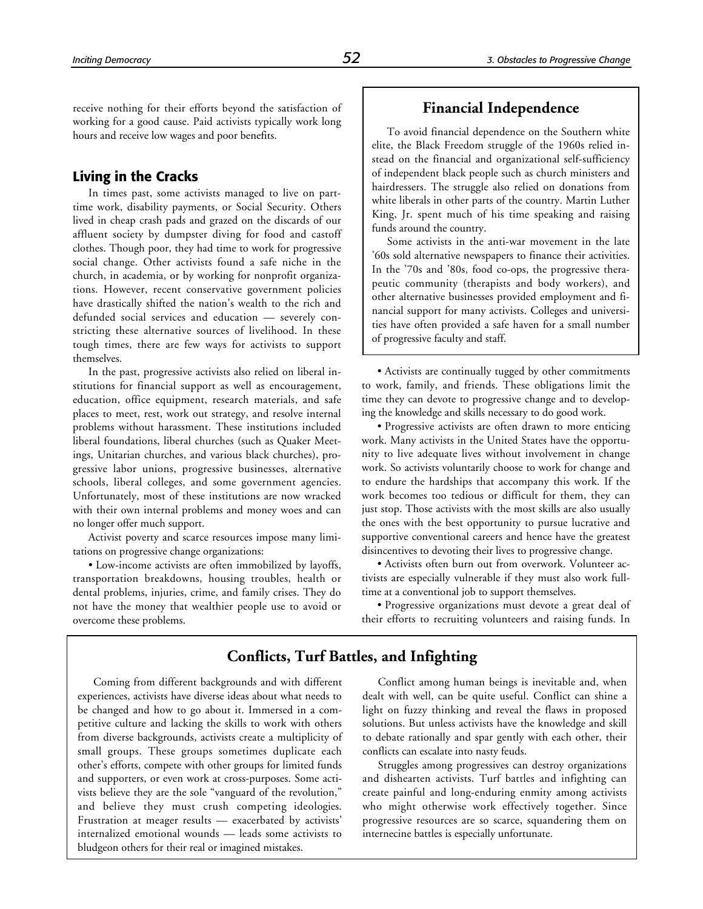receive nothing for their efforts beyond the satisfaction of working for a good cause. Paid activists typically work long hours and receive low wages and poor benefits.

## Living in the Cracks

In times past, some activists managed to live on part-time work, disability payments, or Social Security. Others lived in cheap crash pads and grazed on the discards of our affluent society by dumpster diving for food and castoff clothes. Though poor, they had time to work for progressive social change. Other activists found a safe niche in the church, in academia, or by working for nonprofit organizations. However, recent conservative government policies have drastically shifted the nation's wealth to the rich and defunded social services and education — severely constricting these alternative sources of livelihood. In these tough times, there are few ways for activists to support themselves.

In the past, progressive activists also relied on liberal institutions for financial support as well as encouragement, education, office equipment, research materials, and safe places to meet, rest, work out strategy, and resolve internal problems without harassment. These institutions included liberal foundations, liberal churches (such as Quaker Meetings, Unitarian churches, and various black churches), progressive labor unions, progressive businesses, alternative schools, liberal colleges, and some government agencies. Unfortunately, most of these institutions are now wracked with their own internal problems and money woes and can no longer offer much support.

Activist poverty and scarce resources impose many limitations on progressive change organizations:

• Low-income activists are often immobilized by layoffs, transportation breakdowns, housing troubles, health or dental problems, injuries, crime, and family crises. They do not have the money that wealthier people use to avoid or overcome these problems.

• Activists are continually tugged by other commitments to work, family, and friends. These obligations limit the time they can devote to progressive change and to developing the knowledge and skills necessary to do good work.

• Progressive activists are often drawn to more enticing work. Many activists in the United States have the opportunity to live adequate lives without involvement in change work. So activists voluntarily choose to work for change and to endure the hardships that accompany this work. If the work becomes too tedious or difficult for them, they can just stop. Those activists with the most skills are also usually the ones with the best opportunity to pursue lucrative and supportive conventional careers and hence have the greatest disincentives to devoting their lives to progressive change.

• Activists often burn out from overwork. Volunteer activists are especially vulnerable if they must also work full-time at a conventional job to support themselves.

• Progressive organizations must devote a great deal of their efforts to recruiting volunteers and raising funds. In

### Financial Independence

To avoid financial dependence on the Southern white elite, the Black Freedom struggle of the 1960s relied instead on the financial and organizational self-sufficiency of independent black people such as church ministers and hairdressers. The struggle also relied on donations from white liberals in other parts of the country. Martin Luther King, Jr. spent much of his time speaking and raising funds around the country.

Some activists in the anti-war movement in the late '60s sold alternative newspapers to finance their activities. In the '70s and '80s, food co-ops, the progressive therapeutic community (therapists and body workers), and other alternative businesses provided employment and financial support for many activists. Colleges and universities have often provided a safe haven for a small number of progressive faculty and staff.

### Conflicts, Turf Battles, and Infighting

Coming from different backgrounds and with different experiences, activists have diverse ideas about what needs to be changed and how to go about it. Immersed in a competitive culture and lacking the skills to work with others from diverse backgrounds, activists create a multiplicity of small groups. These groups sometimes duplicate each other's efforts, compete with other groups for limited funds and supporters, or even work at cross-purposes. Some activists believe they are the sole "vanguard of the revolution," and believe they must crush competing ideologies. Frustration at meager results — exacerbated by activists' internalized emotional wounds — leads some activists to bludgeon others for their real or imagined mistakes.

Conflict among human beings is inevitable and, when dealt with well, can be quite useful. Conflict can shine a light on fuzzy thinking and reveal the flaws in proposed solutions. But unless activists have the knowledge and skill to debate rationally and spar gently with each other, their conflicts can escalate into nasty feuds.

Struggles among progressives can destroy organizations and dishearten activists. Turf battles and infighting can create painful and long-enduring enmity among activists who might otherwise work effectively together. Since progressive resources are so scarce, squandering them on internecine battles is especially unfortunate.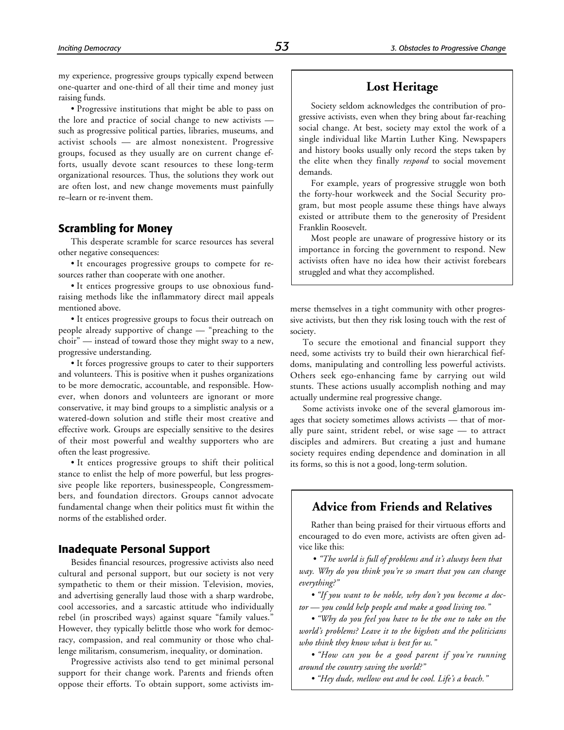my experience, progressive groups typically expend between one-quarter and one-third of all their time and money just raising funds.

• Progressive institutions that might be able to pass on the lore and practice of social change to new activists — such as progressive political parties, libraries, museums, and activist schools — are almost nonexistent. Progressive groups, focused as they usually are on current change efforts, usually devote scant resources to these long-term organizational resources. Thus, the solutions they work out are often lost, and new change movements must painfully re–learn or re-invent them.

## Scrambling for Money

This desperate scramble for scarce resources has several other negative consequences:

• It encourages progressive groups to compete for resources rather than cooperate with one another.

• It entices progressive groups to use obnoxious fundraising methods like the inflammatory direct mail appeals mentioned above.

• It entices progressive groups to focus their outreach on people already supportive of change — "preaching to the choir" — instead of toward those they might sway to a new, progressive understanding.

• It forces progressive groups to cater to their supporters and volunteers. This is positive when it pushes organizations to be more democratic, accountable, and responsible. However, when donors and volunteers are ignorant or more conservative, it may bind groups to a simplistic analysis or a watered-down solution and stifle their most creative and effective work. Groups are especially sensitive to the desires of their most powerful and wealthy supporters who are often the least progressive.

• It entices progressive groups to shift their political stance to enlist the help of more powerful, but less progressive people like reporters, businesspeople, Congressmembers, and foundation directors. Groups cannot advocate fundamental change when their politics must fit within the norms of the established order.

## Inadequate Personal Support

Besides financial resources, progressive activists also need cultural and personal support, but our society is not very sympathetic to them or their mission. Television, movies, and advertising generally laud those with a sharp wardrobe, cool accessories, and a sarcastic attitude who individually rebel (in proscribed ways) against square "family values." However, they typically belittle those who work for democracy, compassion, and real community or those who challenge militarism, consumerism, inequality, or domination.

Progressive activists also tend to get minimal personal support for their change work. Parents and friends often oppose their efforts. To obtain support, some activists immerse themselves in a tight community with other progressive activists, but then they risk losing touch with the rest of society.

To secure the emotional and financial support they need, some activists try to build their own hierarchical fiefdoms, manipulating and controlling less powerful activists. Others seek ego-enhancing fame by carrying out wild stunts. These actions usually accomplish nothing and may actually undermine real progressive change.

Some activists invoke one of the several glamorous images that society sometimes allows activists — that of morally pure saint, strident rebel, or wise sage — to attract disciples and admirers. But creating a just and humane society requires ending dependence and domination in all its forms, so this is not a good, long-term solution.

### Lost Heritage

Society seldom acknowledges the contribution of progressive activists, even when they bring about far-reaching social change. At best, society may extol the work of a single individual like Martin Luther King. Newspapers and history books usually only record the steps taken by the elite when they finally *respond* to social movement demands.

For example, years of progressive struggle won both the forty-hour workweek and the Social Security program, but most people assume these things have always existed or attribute them to the generosity of President Franklin Roosevelt.

Most people are unaware of progressive history or its importance in forcing the government to respond. New activists often have no idea how their activist forebears struggled and what they accomplished.

### Advice from Friends and Relatives

Rather than being praised for their virtuous efforts and encouraged to do even more, activists are often given advice like this:

• *"The world is full of problems and it's always been that way. Why do you think you're so smart that you can change everything?"*

• *"If you want to be noble, why don't you become a doctor — you could help people and make a good living too."*

• *"Why do you feel you have to be the one to take on the world's problems? Leave it to the bigshots and the politicians who think they know what is best for us."*

• *"How can you be a good parent if you're running around the country saving the world?"*

• *"Hey dude, mellow out and be cool. Life's a beach."*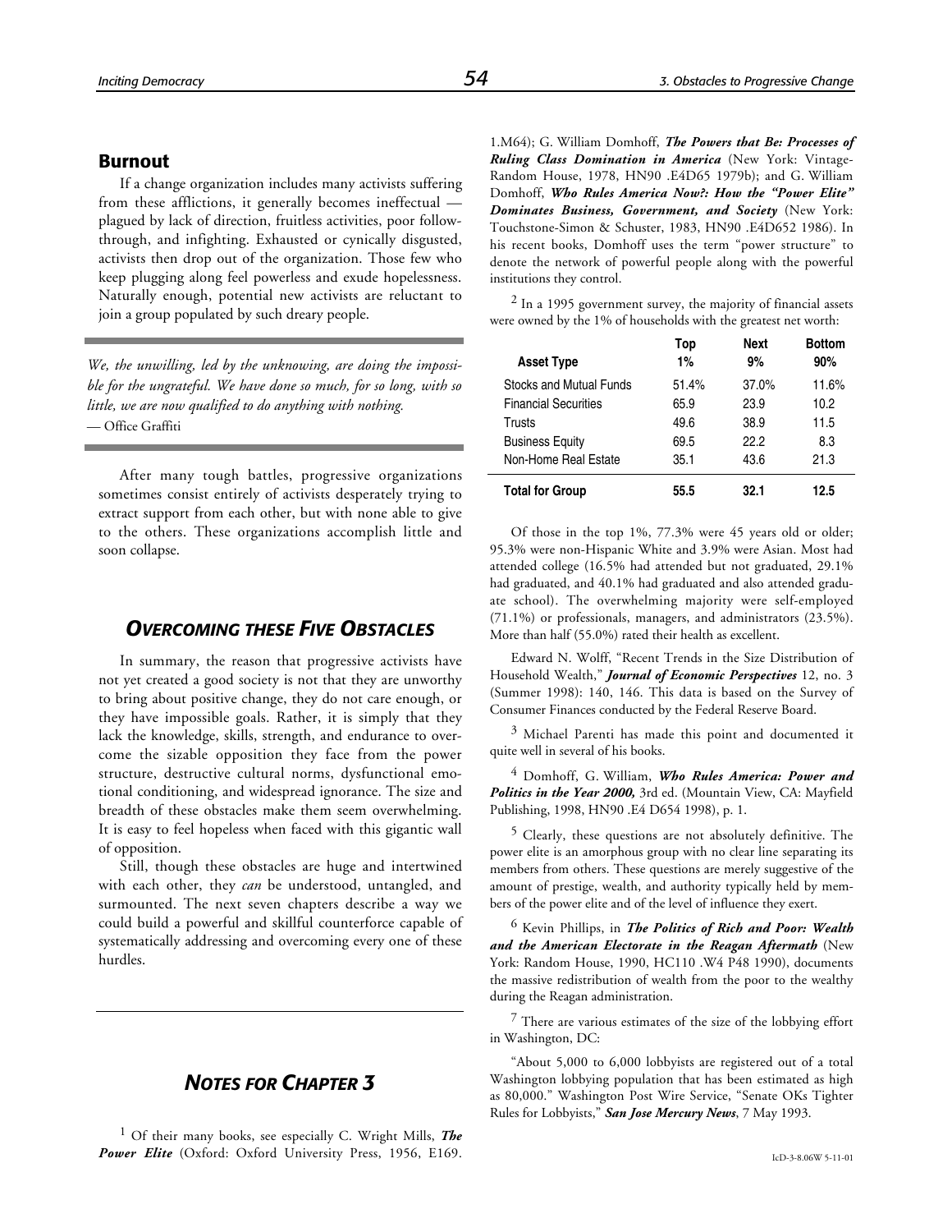## Burnout

If a change organization includes many activists suffering from these afflictions, it generally becomes ineffectual — plagued by lack of direction, fruitless activities, poor follow-through, and infighting. Exhausted or cynically disgusted, activists then drop out of the organization. Those few who keep plugging along feel powerless and exude hopelessness. Naturally enough, potential new activists are reluctant to join a group populated by such dreary people.

*We, the unwilling, led by the unknowing, are doing the impossible for the ungrateful. We have done so much, for so long, with so little, we are now qualified to do anything with nothing.*
— Office Graffiti

After many tough battles, progressive organizations sometimes consist entirely of activists desperately trying to extract support from each other, but with none able to give to the others. These organizations accomplish little and soon collapse.

## *Overcoming these Five Obstacles*

In summary, the reason that progressive activists have not yet created a good society is not that they are unworthy to bring about positive goals, they do not care enough, or they have impossible goals. Rather, it is simply that they lack the knowledge, skills, strength, and endurance to overcome the sizable opposition they face from the power structure, destructive cultural norms, dysfunctional emotional conditioning, and widespread ignorance. The size and breadth of these obstacles make them seem overwhelming. It is easy to feel hopeless when faced with this gigantic wall of opposition.

Still, though these obstacles are huge and intertwined with each other, they *can* be understood, untangled, and surmounted. The next seven chapters describe a way we could build a powerful and skillful counterforce capable of systematically addressing and overcoming every one of these hurdles.

## *Notes for Chapter 3*

[1] Of their many books, see especially C. Wright Mills, ***The Power Elite*** (Oxford: Oxford University Press, 1956, E169. 1.M64); G. William Domhoff, ***The Powers that Be: Processes of Ruling Class Domination in America*** (New York: Vintage-Random House, 1978, HN90 .E4D65 1979b); and G. William Domhoff, ***Who Rules America Now?: How the "Power Elite" Dominates Business, Government, and Society*** (New York: Touchstone-Simon & Schuster, 1983, HN90 .E4D652 1986). In his recent books, Domhoff uses the term "power structure" to denote the network of powerful people along with the powerful institutions they control.

[2] In a 1995 government survey, the majority of financial assets were owned by the 1% of households with the greatest net worth:

| Asset Type | Top 1% | Next 9% | Bottom 90% |
|---|---|---|---|
| Stocks and Mutual Funds | 51.4% | 37.0% | 11.6% |
| Financial Securities | 65.9 | 23.9 | 10.2 |
| Trusts | 49.6 | 38.9 | 11.5 |
| Business Equity | 69.5 | 22.2 | 8.3 |
| Non-Home Real Estate | 35.1 | 43.6 | 21.3 |
| **Total for Group** | **55.5** | **32.1** | **12.5** |

Of those in the top 1%, 77.3% were 45 years old or older; 95.3% were non-Hispanic White and 3.9% were Asian. Most had attended college (16.5% had attended but not graduated, 29.1% had graduated, and 40.1% had graduated and also attended graduate school). The overwhelming majority were self-employed (71.1%) or professionals, managers, and administrators (23.5%). More than half (55.0%) rated their health as excellent.

Edward N. Wolff, "Recent Trends in the Size Distribution of Household Wealth," ***Journal of Economic Perspectives*** 12, no. 3 (Summer 1998): 140, 146. This data is based on the Survey of Consumer Finances conducted by the Federal Reserve Board.

[3] Michael Parenti has made this point and documented it quite well in several of his books.

[4] Domhoff, G. William, ***Who Rules America: Power and Politics in the Year 2000,*** 3rd ed. (Mountain View, CA: Mayfield Publishing, 1998, HN90 .E4 D654 1998), p. 1.

[5] Clearly, these questions are not absolutely definitive. The power elite is an amorphous group with no clear line separating its members from others. These questions are merely suggestive of the amount of prestige, wealth, and authority typically held by members of the power elite and of the level of influence they exert.

[6] Kevin Phillips, in ***The Politics of Rich and Poor: Wealth and the American Electorate in the Reagan Aftermath*** (New York: Random House, 1990, HC110 .W4 P48 1990), documents the massive redistribution of wealth from the poor to the wealthy during the Reagan administration.

[7] There are various estimates of the size of the lobbying effort in Washington, DC:

"About 5,000 to 6,000 lobbyists are registered out of a total Washington lobbying population that has been estimated as high as 80,000." Washington Post Wire Service, "Senate OKs Tighter Rules for Lobbyists," ***San Jose Mercury News***, 7 May 1993.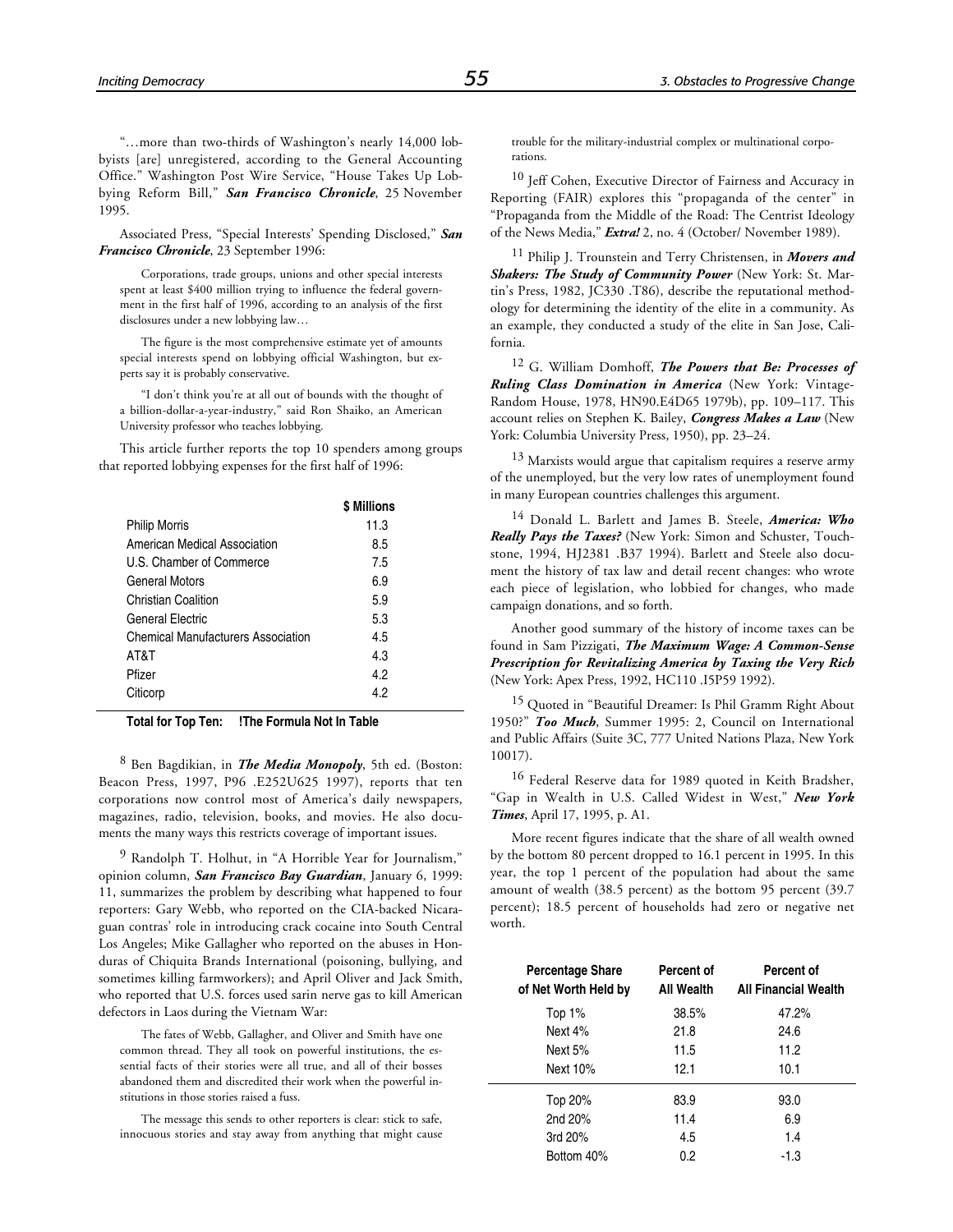"…more than two-thirds of Washington's nearly 14,000 lobbyists [are] unregistered, according to the General Accounting Office." Washington Post Wire Service, "House Takes Up Lobbying Reform Bill," ***San Francisco Chronicle***, 25 November 1995.

Associated Press, "Special Interests' Spending Disclosed," ***San Francisco Chronicle***, 23 September 1996:

> Corporations, trade groups, unions and other special interests spent at least $400 million trying to influence the federal government in the first half of 1996, according to an analysis of the first disclosures under a new lobbying law…
>
> The figure is the most comprehensive estimate yet of amounts special interests spend on lobbying official Washington, but experts say it is probably conservative.
>
> "I don't think you're at all out of bounds with the thought of a billion-dollar-a-year-industry," said Ron Shaiko, an American University professor who teaches lobbying.

This article further reports the top 10 spenders among groups that reported lobbying expenses for the first half of 1996:

| | $ Millions |
|---|---|
| Philip Morris | 11.3 |
| American Medical Association | 8.5 |
| U.S. Chamber of Commerce | 7.5 |
| General Motors | 6.9 |
| Christian Coalition | 5.9 |
| General Electric | 5.3 |
| Chemical Manufacturers Association | 4.5 |
| AT&T | 4.3 |
| Pfizer | 4.2 |
| Citicorp | 4.2 |
| **Total for Top Ten:** | **!The Formula Not In Table** |

[8] Ben Bagdikian, in ***The Media Monopoly***, 5th ed. (Boston: Beacon Press, 1997, P96 .E252U625 1997), reports that ten corporations now control most of America's daily newspapers, magazines, radio, television, books, and movies. He also documents the many ways this restricts coverage of important issues.

[9] Randolph T. Holhut, in "A Horrible Year for Journalism," opinion column, ***San Francisco Bay Guardian***, January 6, 1999: 11, summarizes the problem by describing what happened to four reporters: Gary Webb, who reported on the CIA-backed Nicaraguan contras' role in introducing crack cocaine into South Central Los Angeles; Mike Gallagher who reported on the abuses in Honduras of Chiquita Brands International (poisoning, bullying, and sometimes killing farmworkers); and April Oliver and Jack Smith, who reported that U.S. forces used sarin nerve gas to kill American defectors in Laos during the Vietnam War:

> The fates of Webb, Gallagher, and Oliver and Smith have one common thread. They all took on powerful institutions, the essential facts of their stories were all true, and all of their bosses abandoned them and discredited their work when the powerful institutions in those stories raised a fuss.
>
> The message this sends to other reporters is clear: stick to safe, innocuous stories and stay away from anything that might cause trouble for the military-industrial complex or multinational corporations.

[10] Jeff Cohen, Executive Director of Fairness and Accuracy in Reporting (FAIR) explores this "propaganda of the center" in "Propaganda from the Middle of the Road: The Centrist Ideology of the News Media," ***Extra!*** 2, no. 4 (October/ November 1989).

[11] Philip J. Trounstein and Terry Christensen, in ***Movers and Shakers: The Study of Community Power*** (New York: St. Martin's Press, 1982, JC330 .T86), describe the reputational methodology for determining the identity of the elite in a community. As an example, they conducted a study of the elite in San Jose, California.

[12] G. William Domhoff, ***The Powers that Be: Processes of Ruling Class Domination in America*** (New York: Vintage-Random House, 1978, HN90.E4D65 1979b), pp. 109–117. This account relies on Stephen K. Bailey, ***Congress Makes a Law*** (New York: Columbia University Press, 1950), pp. 23–24.

[13] Marxists would argue that capitalism requires a reserve army of the unemployed, but the very low rates of unemployment found in many European countries challenges this argument.

[14] Donald L. Barlett and James B. Steele, ***America: Who Really Pays the Taxes?*** (New York: Simon and Schuster, Touchstone, 1994, HJ2381 .B37 1994). Barlett and Steele also document the history of tax law and detail recent changes: who wrote each piece of legislation, who lobbied for changes, who made campaign donations, and so forth.

Another good summary of the history of income taxes can be found in Sam Pizzigati, ***The Maximum Wage: A Common-Sense Prescription for Revitalizing America by Taxing the Very Rich*** (New York: Apex Press, 1992, HC110 .I5P59 1992).

[15] Quoted in "Beautiful Dreamer: Is Phil Gramm Right About 1950?" ***Too Much***, Summer 1995: 2, Council on International and Public Affairs (Suite 3C, 777 United Nations Plaza, New York 10017).

[16] Federal Reserve data for 1989 quoted in Keith Bradsher, "Gap in Wealth in U.S. Called Widest in West," ***New York Times***, April 17, 1995, p. A1.

More recent figures indicate that the share of all wealth owned by the bottom 80 percent dropped to 16.1 percent in 1995. In this year, the top 1 percent of the population had about the same amount of wealth (38.5 percent) as the bottom 95 percent (39.7 percent); 18.5 percent of households had zero or negative net worth.

| Percentage Share of Net Worth Held by | Percent of All Wealth | Percent of All Financial Wealth |
|---|---|---|
| Top 1% | 38.5% | 47.2% |
| Next 4% | 21.8 | 24.6 |
| Next 5% | 11.5 | 11.2 |
| Next 10% | 12.1 | 10.1 |
| Top 20% | 83.9 | 93.0 |
| 2nd 20% | 11.4 | 6.9 |
| 3rd 20% | 4.5 | 1.4 |
| Bottom 40% | 0.2 | -1.3 |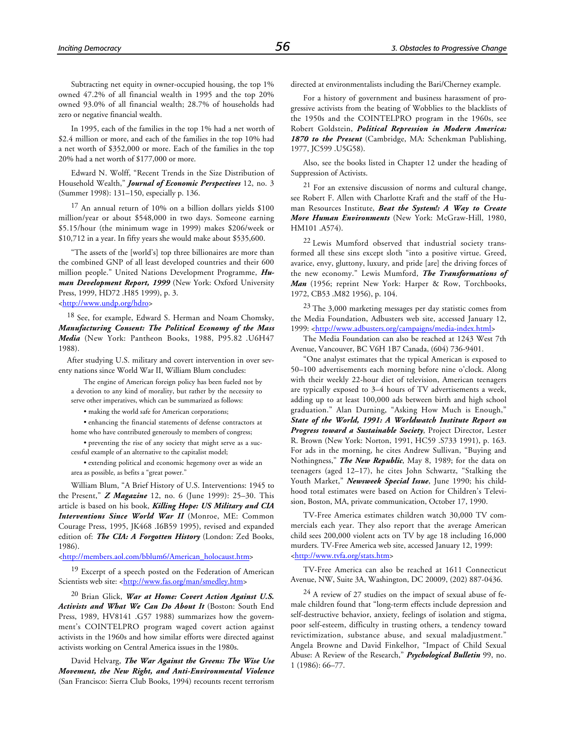Subtracting net equity in owner-occupied housing, the top 1% owned 47.2% of all financial wealth in 1995 and the top 20% owned 93.0% of all financial wealth; 28.7% of households had zero or negative financial wealth.

In 1995, each of the families in the top 1% had a net worth of $2.4 million or more, and each of the families in the top 10% had a net worth of $352,000 or more. Each of the families in the top 20% had a net worth of $177,000 or more.

Edward N. Wolff, "Recent Trends in the Size Distribution of Household Wealth," ***Journal of Economic Perspectives*** 12, no. 3 (Summer 1998): 131–150, especially p. 136.

[17] An annual return of 10% on a billion dollars yields $100 million/year or about $548,000 in two days. Someone earning $5.15/hour (the minimum wage in 1999) makes $206/week or $10,712 in a year. In fifty years she would make about $535,600.

"The assets of the [world's] top three billionaires are more than the combined GNP of all least developed countries and their 600 million people." United Nations Development Programme, ***Human Development Report, 1999*** (New York: Oxford University Press, 1999, HD72 .H85 1999), p. 3.
<http://www.undp.org/hdro>

[18] See, for example, Edward S. Herman and Noam Chomsky, ***Manufacturing Consent: The Political Economy of the Mass Media*** (New York: Pantheon Books, 1988, P95.82 .U6H47 1988).

After studying U.S. military and covert intervention in over seventy nations since World War II, William Blum concludes:

> The engine of American foreign policy has been fueled not by a devotion to any kind of morality, but rather by the necessity to serve other imperatives, which can be summarized as follows:
>
> • making the world safe for American corporations;
>
> • enhancing the financial statements of defense contractors at home who have contributed generously to members of congress;
>
> • preventing the rise of any society that might serve as a successful example of an alternative to the capitalist model;
>
> • extending political and economic hegemony over as wide an area as possible, as befits a "great power."

William Blum, "A Brief History of U.S. Interventions: 1945 to the Present," ***Z Magazine*** 12, no. 6 (June 1999): 25–30. This article is based on his book, ***Killing Hope: US Military and CIA Interventions Since World War II*** (Monroe, ME: Common Courage Press, 1995, JK468 .I6B59 1995), revised and expanded edition of: ***The CIA: A Forgotten History*** (London: Zed Books, 1986).
<http://members.aol.com/bblum6/American_holocaust.htm>

[19] Excerpt of a speech posted on the Federation of American Scientists web site: <http://www.fas.org/man/smedley.htm>

[20] Brian Glick, ***War at Home: Covert Action Against U.S. Activists and What We Can Do About It*** (Boston: South End Press, 1989, HV8141 .G57 1988) summarizes how the government's COINTELPRO program waged covert action against activists in the 1960s and how similar efforts were directed against activists working on Central America issues in the 1980s.

David Helvarg, ***The War Against the Greens: The Wise Use Movement, the New Right, and Anti-Environmental Violence*** (San Francisco: Sierra Club Books, 1994) recounts recent terrorism directed at environmentalists including the Bari/Cherney example.

For a history of government and business harassment of progressive activists from the beating of Wobblies to the blacklists of the 1950s and the COINTELPRO program in the 1960s, see Robert Goldstein, ***Political Repression in Modern America: 1870 to the Present*** (Cambridge, MA: Schenkman Publishing, 1977, JC599 .U5G58).

Also, see the books listed in Chapter 12 under the heading of Suppression of Activists.

[21] For an extensive discussion of norms and cultural change, see Robert F. Allen with Charlotte Kraft and the staff of the Human Resources Institute, ***Beat the System!: A Way to Create More Human Environments*** (New York: McGraw-Hill, 1980, HM101 .A574).

[22] Lewis Mumford observed that industrial society transformed all these sins except sloth "into a positive virtue. Greed, avarice, envy, gluttony, luxury, and pride [are] the driving forces of the new economy." Lewis Mumford, ***The Transformations of Man*** (1956; reprint New York: Harper & Row, Torchbooks, 1972, CB53 .M82 1956), p. 104.

[23] The 3,000 marketing messages per day statistic comes from the Media Foundation, Adbusters web site, accessed January 12, 1999: <http://www.adbusters.org/campaigns/media-index.html>

The Media Foundation can also be reached at 1243 West 7th Avenue, Vancouver, BC V6H 1B7 Canada, (604) 736-9401.

"One analyst estimates that the typical American is exposed to 50–100 advertisements each morning before nine o'clock. Along with their weekly 22-hour diet of television, American teenagers are typically exposed to 3–4 hours of TV advertisements a week, adding up to at least 100,000 ads between birth and high school graduation." Alan Durning, "Asking How Much is Enough," ***State of the World, 1991: A Worldwatch Institute Report on Progress toward a Sustainable Society***, Project Director, Lester R. Brown (New York: Norton, 1991, HC59 .S733 1991), p. 163. For ads in the morning, he cites Andrew Sullivan, "Buying and Nothingness," ***The New Republic***, May 8, 1989; for the data on teenagers (aged 12–17), he cites John Schwartz, "Stalking the Youth Market," ***Newsweek Special Issue***, June 1990; his childhood total estimates were based on Action for Children's Television, Boston, MA, private communication, October 17, 1990.

TV-Free America estimates children watch 30,000 TV commercials each year. They also report that the average American child sees 200,000 violent acts on TV by age 18 including 16,000 murders. TV-Free America web site, accessed January 12, 1999: <http://www.tvfa.org/stats.htm>

TV-Free America can also be reached at 1611 Connecticut Avenue, NW, Suite 3A, Washington, DC 20009, (202) 887-0436.

[24] A review of 27 studies on the impact of sexual abuse of female children found that "long-term effects include depression and self-destructive behavior, anxiety, feelings of isolation and stigma, poor self-esteem, difficulty in trusting others, a tendency toward revictimization, substance abuse, and sexual maladjustment." Angela Browne and David Finkelhor, "Impact of Child Sexual Abuse: A Review of the Research," ***Psychological Bulletin*** 99, no. 1 (1986): 66–77.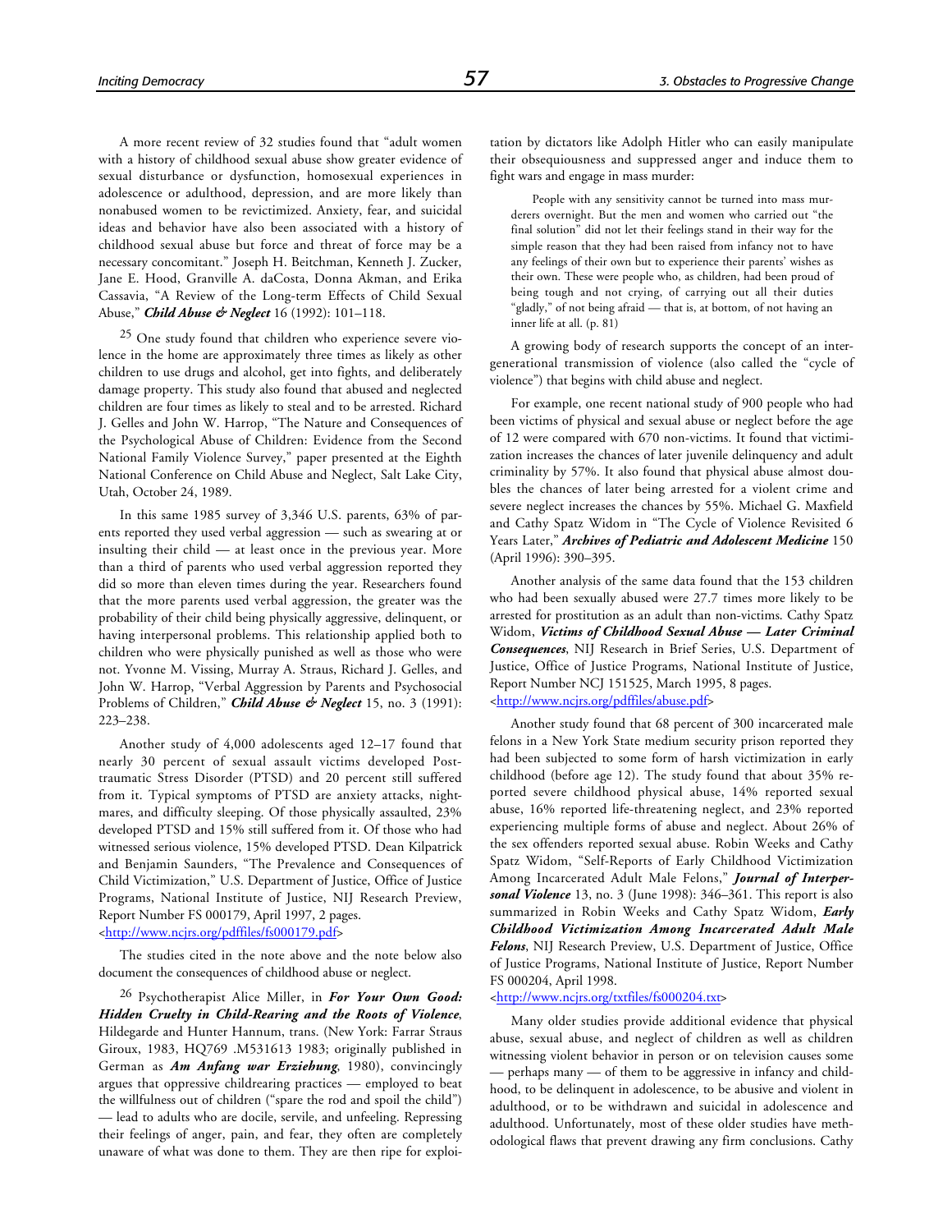A more recent review of 32 studies found that "adult women with a history of childhood sexual abuse show greater evidence of sexual disturbance or dysfunction, homosexual experiences in adolescence or adulthood, depression, and are more likely than nonabused women to be revictimized. Anxiety, fear, and suicidal ideas and behavior have also been associated with a history of childhood sexual abuse but force and threat of force may be a necessary concomitant." Joseph H. Beitchman, Kenneth J. Zucker, Jane E. Hood, Granville A. daCosta, Donna Akman, and Erika Cassavia, "A Review of the Long-term Effects of Child Sexual Abuse," ***Child Abuse & Neglect*** 16 (1992): 101–118.

[25] One study found that children who experience severe violence in the home are approximately three times as likely as other children to use drugs and alcohol, get into fights, and deliberately damage property. This study also found that abused and neglected children are four times as likely to steal and to be arrested. Richard J. Gelles and John W. Harrop, "The Nature and Consequences of the Psychological Abuse of Children: Evidence from the Second National Family Violence Survey," paper presented at the Eighth National Conference on Child Abuse and Neglect, Salt Lake City, Utah, October 24, 1989.

In this same 1985 survey of 3,346 U.S. parents, 63% of parents reported they used verbal aggression — such as swearing at or insulting their child — at least once in the previous year. More than a third of parents who used verbal aggression reported they did so more than eleven times during the year. Researchers found that the more parents used verbal aggression, the greater was the probability of their child being physically aggressive, delinquent, or having interpersonal problems. This relationship applied both to children who were physically punished as well as those who were not. Yvonne M. Vissing, Murray A. Straus, Richard J. Gelles, and John W. Harrop, "Verbal Aggression by Parents and Psychosocial Problems of Children," ***Child Abuse & Neglect*** 15, no. 3 (1991): 223–238.

Another study of 4,000 adolescents aged 12–17 found that nearly 30 percent of sexual assault victims developed Post-traumatic Stress Disorder (PTSD) and 20 percent still suffered from it. Typical symptoms of PTSD are anxiety attacks, nightmares, and difficulty sleeping. Of those physically assaulted, 23% developed PTSD and 15% still suffered from it. Of those who had witnessed serious violence, 15% developed PTSD. Dean Kilpatrick and Benjamin Saunders, "The Prevalence and Consequences of Child Victimization," U.S. Department of Justice, Office of Justice Programs, National Institute of Justice, NIJ Research Preview, Report Number FS 000179, April 1997, 2 pages. <http://www.ncjrs.org/pdffiles/fs000179.pdf>

The studies cited in the note above and the note below also document the consequences of childhood abuse or neglect.

[26] Psychotherapist Alice Miller, in ***For Your Own Good: Hidden Cruelty in Child-Rearing and the Roots of Violence***, Hildegarde and Hunter Hannum, trans. (New York: Farrar Straus Giroux, 1983, HQ769 .M531613 1983; originally published in German as ***Am Anfang war Erziehung***, 1980), convincingly argues that oppressive childrearing practices — employed to beat the willfulness out of children ("spare the rod and spoil the child") — lead to adults who are docile, servile, and unfeeling. Repressing their feelings of anger, pain, and fear, they often are completely unaware of what was done to them. They are then ripe for exploitation by dictators like Adolph Hitler who can easily manipulate their obsequiousness and suppressed anger and induce them to fight wars and engage in mass murder:

> People with any sensitivity cannot be turned into mass murderers overnight. But the men and women who carried out "the final solution" did not let their feelings stand in their way for the simple reason that they had been raised from infancy not to have any feelings of their own but to experience their parents' wishes as their own. These were people who, as children, had been proud of being tough and not crying, of carrying out all their duties "gladly," of not being afraid — that is, at bottom, of not having an inner life at all. (p. 81)

A growing body of research supports the concept of an intergenerational transmission of violence (also called the "cycle of violence") that begins with child abuse and neglect.

For example, one recent national study of 900 people who had been victims of physical and sexual abuse or neglect before the age of 12 were compared with 670 non-victims. It found that victimization increases the chances of later juvenile delinquency and adult criminality by 57%. It also found that physical abuse almost doubles the chances of later being arrested for a violent crime and severe neglect increases the chances by 55%. Michael G. Maxfield and Cathy Spatz Widom in "The Cycle of Violence Revisited 6 Years Later," ***Archives of Pediatric and Adolescent Medicine*** 150 (April 1996): 390–395.

Another analysis of the same data found that the 153 children who had been sexually abused were 27.7 times more likely to be arrested for prostitution as an adult than non-victims. Cathy Spatz Widom, ***Victims of Childhood Sexual Abuse — Later Criminal Consequences***, NIJ Research in Brief Series, U.S. Department of Justice, Office of Justice Programs, National Institute of Justice, Report Number NCJ 151525, March 1995, 8 pages. <http://www.ncjrs.org/pdffiles/abuse.pdf>

Another study found that 68 percent of 300 incarcerated male felons in a New York State medium security prison reported they had been subjected to some form of harsh victimization in early childhood (before age 12). The study found that about 35% reported severe childhood physical abuse, 14% reported sexual abuse, 16% reported life-threatening neglect, and 23% reported experiencing multiple forms of abuse and neglect. About 26% of the sex offenders reported sexual abuse. Robin Weeks and Cathy Spatz Widom, "Self-Reports of Early Childhood Victimization Among Incarcerated Adult Male Felons," ***Journal of Interpersonal Violence*** 13, no. 3 (June 1998): 346–361. This report is also summarized in Robin Weeks and Cathy Spatz Widom, ***Early Childhood Victimization Among Incarcerated Adult Male Felons***, NIJ Research Preview, U.S. Department of Justice, Office of Justice Programs, National Institute of Justice, Report Number FS 000204, April 1998. <http://www.ncjrs.org/txtfiles/fs000204.txt>

Many older studies provide additional evidence that physical abuse, sexual abuse, and neglect of children as well as children witnessing violent behavior in person or on television causes some — perhaps many — of them to be aggressive in infancy and childhood, to be delinquent in adolescence, to be abusive and violent in adulthood, or to be withdrawn and suicidal in adolescence and adulthood. Unfortunately, most of these older studies have methodological flaws that prevent drawing any firm conclusions. Cathy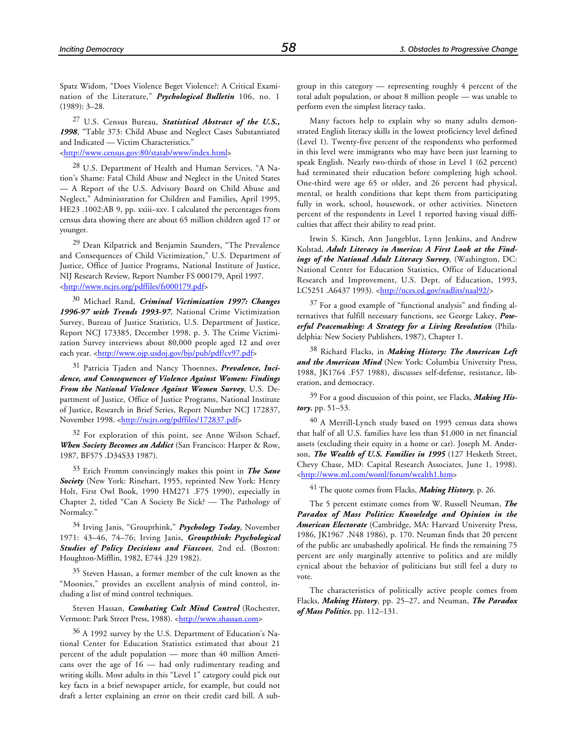Spatz Widom, "Does Violence Beget Violence?: A Critical Examination of the Literature," ***Psychological Bulletin*** 106, no. 1 (1989): 3–28.

[27] U.S. Census Bureau, ***Statistical Abstract of the U.S., 1998***, "Table 373: Child Abuse and Neglect Cases Substantiated and Indicated — Victim Characteristics." <http://www.census.gov:80/statab/www/index.html>

[28] U.S. Department of Health and Human Services, "A Nation's Shame: Fatal Child Abuse and Neglect in the United States — A Report of the U.S. Advisory Board on Child Abuse and Neglect," Administration for Children and Families, April 1995, HE23 .1002:AB 9, pp. xxiii–xxv. I calculated the percentages from census data showing there are about 65 million children aged 17 or younger.

[29] Dean Kilpatrick and Benjamin Saunders, "The Prevalence and Consequences of Child Victimization," U.S. Department of Justice, Office of Justice Programs, National Institute of Justice, NIJ Research Review, Report Number FS 000179, April 1997. <http://www.ncjrs.org/pdffiles/fs000179.pdf>

[30] Michael Rand, ***Criminal Victimization 1997: Changes 1996-97 with Trends 1993-97***, National Crime Victimization Survey, Bureau of Justice Statistics, U.S. Department of Justice, Report NCJ 173385, December 1998, p. 3. The Crime Victimization Survey interviews about 80,000 people aged 12 and over each year. <http://www.ojp.usdoj.gov/bjs/pub/pdf/cv97.pdf>

[31] Patricia Tjaden and Nancy Thoennes, ***Prevalence, Incidence, and Consequences of Violence Against Women: Findings From the National Violence Against Women Survey***, U.S. Department of Justice, Office of Justice Programs, National Institute of Justice, Research in Brief Series, Report Number NCJ 172837, November 1998. <http://ncjrs.org/pdffiles/172837.pdf>

[32] For exploration of this point, see Anne Wilson Schaef, ***When Society Becomes an Addict*** (San Francisco: Harper & Row, 1987, BF575 .D34S33 1987).

[33] Erich Fromm convincingly makes this point in ***The Sane Society*** (New York: Rinehart, 1955, reprinted New York: Henry Holt, First Owl Book, 1990 HM271 .F75 1990), especially in Chapter 2, titled "Can A Society Be Sick? — The Pathology of Normalcy."

[34] Irving Janis, "Groupthink," ***Psychology Today***, November 1971: 43–46, 74–76; Irving Janis, ***Groupthink: Psychological Studies of Policy Decisions and Fiascoes***, 2nd ed. (Boston: Houghton-Mifflin, 1982, E744 .J29 1982).

[35] Steven Hassan, a former member of the cult known as the "Moonies," provides an excellent analysis of mind control, including a list of mind control techniques.

Steven Hassan, ***Combating Cult Mind Control*** (Rochester, Vermont: Park Street Press, 1988). <http://www.shassan.com>

[36] A 1992 survey by the U.S. Department of Education's National Center for Education Statistics estimated that about 21 percent of the adult population — more than 40 million Americans over the age of 16 — had only rudimentary reading and writing skills. Most adults in this "Level 1" category could pick out key facts in a brief newspaper article, for example, but could not draft a letter explaining an error on their credit card bill. A subgroup in this category — representing roughly 4 percent of the total adult population, or about 8 million people — was unable to perform even the simplest literacy tasks.

Many factors help to explain why so many adults demonstrated English literacy skills in the lowest proficiency level defined (Level 1). Twenty-five percent of the respondents who performed in this level were immigrants who may have been just learning to speak English. Nearly two-thirds of those in Level 1 (62 percent) had terminated their education before completing high school. One-third were age 65 or older, and 26 percent had physical, mental, or health conditions that kept them from participating fully in work, school, housework, or other activities. Nineteen percent of the respondents in Level 1 reported having visual difficulties that affect their ability to read print.

Irwin S. Kirsch, Ann Jungeblut, Lynn Jenkins, and Andrew Kolstad, ***Adult Literacy in America: A First Look at the Findings of the National Adult Literacy Survey***, (Washington, DC: National Center for Education Statistics, Office of Educational Research and Improvement, U.S. Dept. of Education, 1993, LC5251 .A6437 1993). <http://nces.ed.gov/nadlits/naal92/>

[37] For a good example of "functional analysis" and finding alternatives that fulfill necessary functions, see George Lakey, ***Powerful Peacemaking: A Strategy for a Living Revolution*** (Philadelphia: New Society Publishers, 1987), Chapter 1.

[38] Richard Flacks, in ***Making History: The American Left and the American Mind*** (New York: Columbia University Press, 1988, JK1764 .F57 1988), discusses self-defense, resistance, liberation, and democracy.

[39] For a good discussion of this point, see Flacks, ***Making History***, pp. 51–53.

[40] A Merrill-Lynch study based on 1995 census data shows that half of all U.S. families have less than $1,000 in net financial assets (excluding their equity in a home or car). Joseph M. Anderson, ***The Wealth of U.S. Families in 1995*** (127 Hesketh Street, Chevy Chase, MD: Capital Research Associates, June 1, 1998). <http://www.ml.com/woml/forum/wealth1.htm>

[41] The quote comes from Flacks, ***Making History***, p. 26.

The 5 percent estimate comes from W. Russell Neuman, ***The Paradox of Mass Politics: Knowledge and Opinion in the American Electorate*** (Cambridge, MA: Harvard University Press, 1986, JK1967 .N48 1986), p. 170. Neuman finds that 20 percent of the public are unabashedly apolitical. He finds the remaining 75 percent are only marginally attentive to politics and are mildly cynical about the behavior of politicians but still feel a duty to vote.

The characteristics of politically active people comes from Flacks, ***Making History***, pp. 25–27, and Neuman, ***The Paradox of Mass Politics***, pp. 112–131.